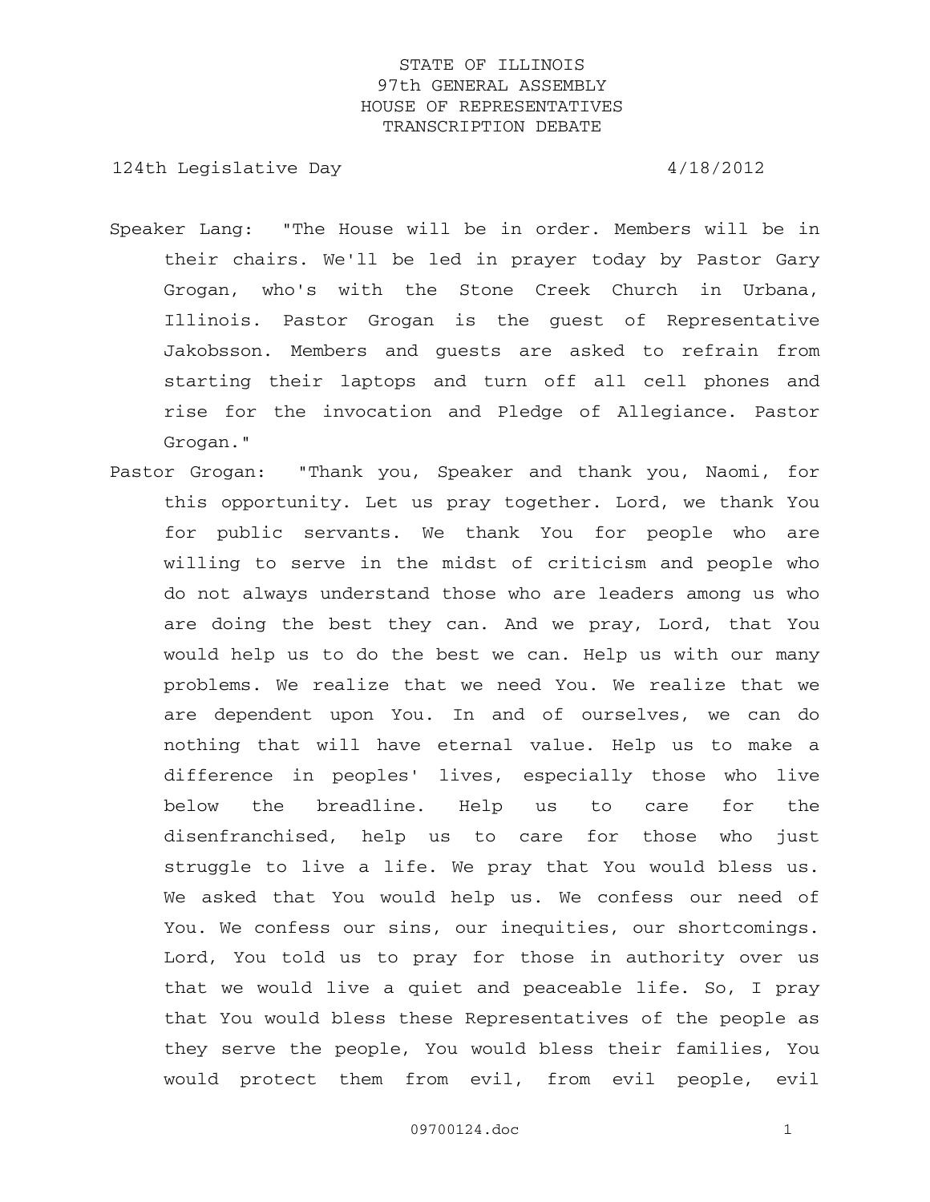STATE OF ILLINOIS
97th GENERAL ASSEMBLY
HOUSE OF REPRESENTATIVES
TRANSCRIPTION DEBATE

124th Legislative Day 4/18/2012

Speaker Lang: "The House will be in order. Members will be in their chairs. We'll be led in prayer today by Pastor Gary Grogan, who's with the Stone Creek Church in Urbana, Illinois. Pastor Grogan is the guest of Representative Jakobsson. Members and guests are asked to refrain from starting their laptops and turn off all cell phones and rise for the invocation and Pledge of Allegiance. Pastor Grogan."

Pastor Grogan: "Thank you, Speaker and thank you, Naomi, for this opportunity. Let us pray together. Lord, we thank You for public servants. We thank You for people who are willing to serve in the midst of criticism and people who do not always understand those who are leaders among us who are doing the best they can. And we pray, Lord, that You would help us to do the best we can. Help us with our many problems. We realize that we need You. We realize that we are dependent upon You. In and of ourselves, we can do nothing that will have eternal value. Help us to make a difference in peoples' lives, especially those who live below the breadline. Help us to care for the disenfranchised, help us to care for those who just struggle to live a life. We pray that You would bless us. We asked that You would help us. We confess our need of You. We confess our sins, our inequities, our shortcomings. Lord, You told us to pray for those in authority over us that we would live a quiet and peaceable life. So, I pray that You would bless these Representatives of the people as they serve the people, You would bless their families, You would protect them from evil, from evil people, evil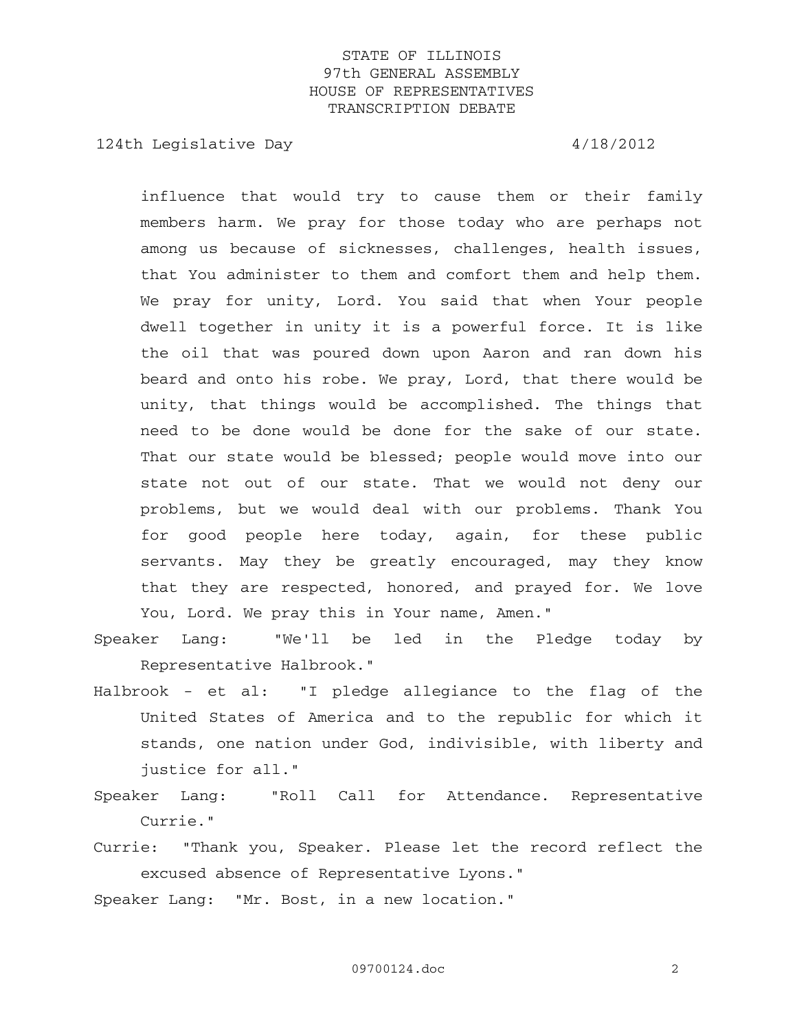influence that would try to cause them or their family members harm. We pray for those today who are perhaps not among us because of sicknesses, challenges, health issues, that You administer to them and comfort them and help them. We pray for unity, Lord. You said that when Your people dwell together in unity it is a powerful force. It is like the oil that was poured down upon Aaron and ran down his beard and onto his robe. We pray, Lord, that there would be unity, that things would be accomplished. The things that need to be done would be done for the sake of our state. That our state would be blessed; people would move into our state not out of our state. That we would not deny our problems, but we would deal with our problems. Thank You for good people here today, again, for these public servants. May they be greatly encouraged, may they know that they are respected, honored, and prayed for. We love You, Lord. We pray this in Your name, Amen."

Speaker Lang: "We'll be led in the Pledge today by Representative Halbrook."

Halbrook - et al: "I pledge allegiance to the flag of the United States of America and to the republic for which it stands, one nation under God, indivisible, with liberty and justice for all."

Speaker Lang: "Roll Call for Attendance. Representative Currie."

Currie: "Thank you, Speaker. Please let the record reflect the excused absence of Representative Lyons."

Speaker Lang: "Mr. Bost, in a new location."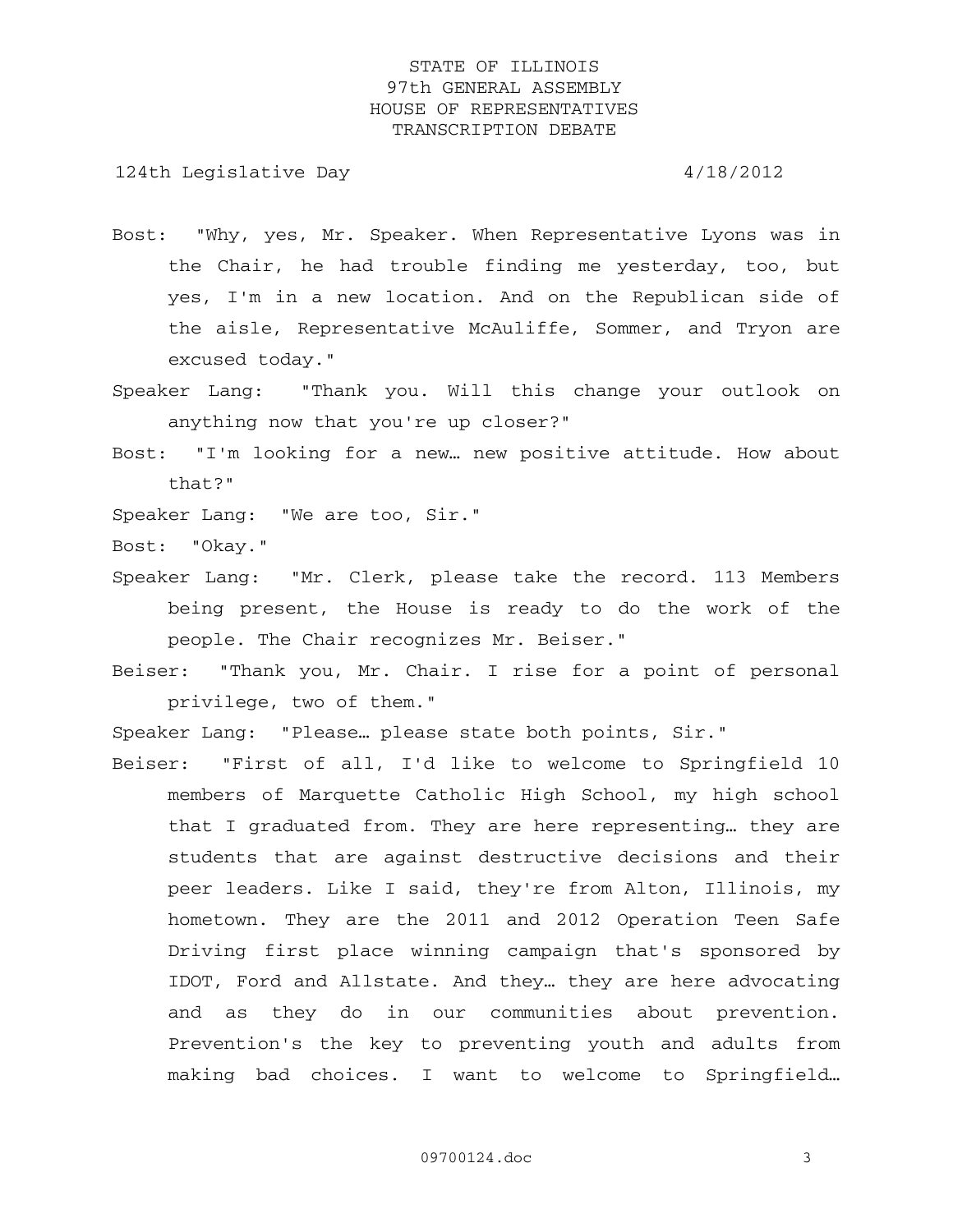Bost: "Why, yes, Mr. Speaker. When Representative Lyons was in the Chair, he had trouble finding me yesterday, too, but yes, I'm in a new location. And on the Republican side of the aisle, Representative McAuliffe, Sommer, and Tryon are excused today."

Speaker Lang: "Thank you. Will this change your outlook on anything now that you're up closer?"

Bost: "I'm looking for a new… new positive attitude. How about that?"

Speaker Lang: "We are too, Sir."

Bost: "Okay."

Speaker Lang: "Mr. Clerk, please take the record. 113 Members being present, the House is ready to do the work of the people. The Chair recognizes Mr. Beiser."

Beiser: "Thank you, Mr. Chair. I rise for a point of personal privilege, two of them."

Speaker Lang: "Please… please state both points, Sir."

Beiser: "First of all, I'd like to welcome to Springfield 10 members of Marquette Catholic High School, my high school that I graduated from. They are here representing… they are students that are against destructive decisions and their peer leaders. Like I said, they're from Alton, Illinois, my hometown. They are the 2011 and 2012 Operation Teen Safe Driving first place winning campaign that's sponsored by IDOT, Ford and Allstate. And they… they are here advocating and as they do in our communities about prevention. Prevention's the key to preventing youth and adults from making bad choices. I want to welcome to Springfield…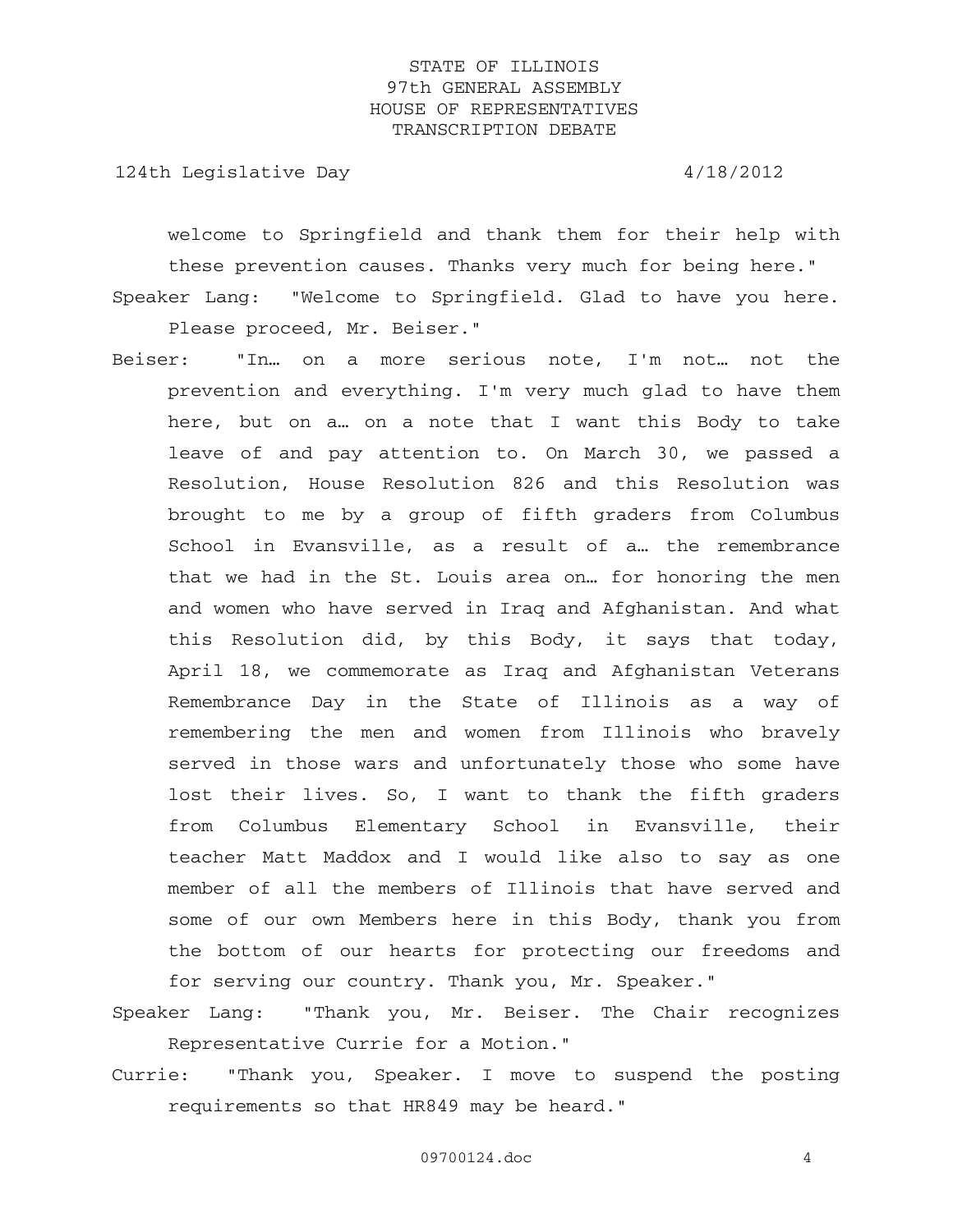welcome to Springfield and thank them for their help with these prevention causes. Thanks very much for being here."

Speaker Lang: "Welcome to Springfield. Glad to have you here. Please proceed, Mr. Beiser."

Beiser: "In… on a more serious note, I'm not… not the prevention and everything. I'm very much glad to have them here, but on a… on a note that I want this Body to take leave of and pay attention to. On March 30, we passed a Resolution, House Resolution 826 and this Resolution was brought to me by a group of fifth graders from Columbus School in Evansville, as a result of a… the remembrance that we had in the St. Louis area on… for honoring the men and women who have served in Iraq and Afghanistan. And what this Resolution did, by this Body, it says that today, April 18, we commemorate as Iraq and Afghanistan Veterans Remembrance Day in the State of Illinois as a way of remembering the men and women from Illinois who bravely served in those wars and unfortunately those who some have lost their lives. So, I want to thank the fifth graders from Columbus Elementary School in Evansville, their teacher Matt Maddox and I would like also to say as one member of all the members of Illinois that have served and some of our own Members here in this Body, thank you from the bottom of our hearts for protecting our freedoms and for serving our country. Thank you, Mr. Speaker."

Speaker Lang: "Thank you, Mr. Beiser. The Chair recognizes Representative Currie for a Motion."

Currie: "Thank you, Speaker. I move to suspend the posting requirements so that HR849 may be heard."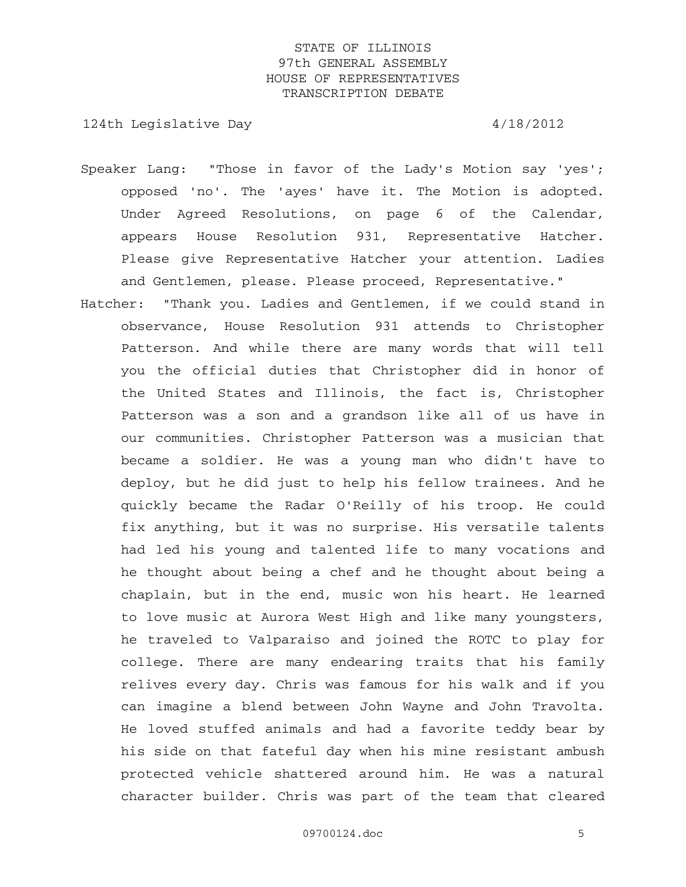Speaker Lang: "Those in favor of the Lady's Motion say 'yes'; opposed 'no'. The 'ayes' have it. The Motion is adopted. Under Agreed Resolutions, on page 6 of the Calendar, appears House Resolution 931, Representative Hatcher. Please give Representative Hatcher your attention. Ladies and Gentlemen, please. Please proceed, Representative."

Hatcher: "Thank you. Ladies and Gentlemen, if we could stand in observance, House Resolution 931 attends to Christopher Patterson. And while there are many words that will tell you the official duties that Christopher did in honor of the United States and Illinois, the fact is, Christopher Patterson was a son and a grandson like all of us have in our communities. Christopher Patterson was a musician that became a soldier. He was a young man who didn't have to deploy, but he did just to help his fellow trainees. And he quickly became the Radar O'Reilly of his troop. He could fix anything, but it was no surprise. His versatile talents had led his young and talented life to many vocations and he thought about being a chef and he thought about being a chaplain, but in the end, music won his heart. He learned to love music at Aurora West High and like many youngsters, he traveled to Valparaiso and joined the ROTC to play for college. There are many endearing traits that his family relives every day. Chris was famous for his walk and if you can imagine a blend between John Wayne and John Travolta. He loved stuffed animals and had a favorite teddy bear by his side on that fateful day when his mine resistant ambush protected vehicle shattered around him. He was a natural character builder. Chris was part of the team that cleared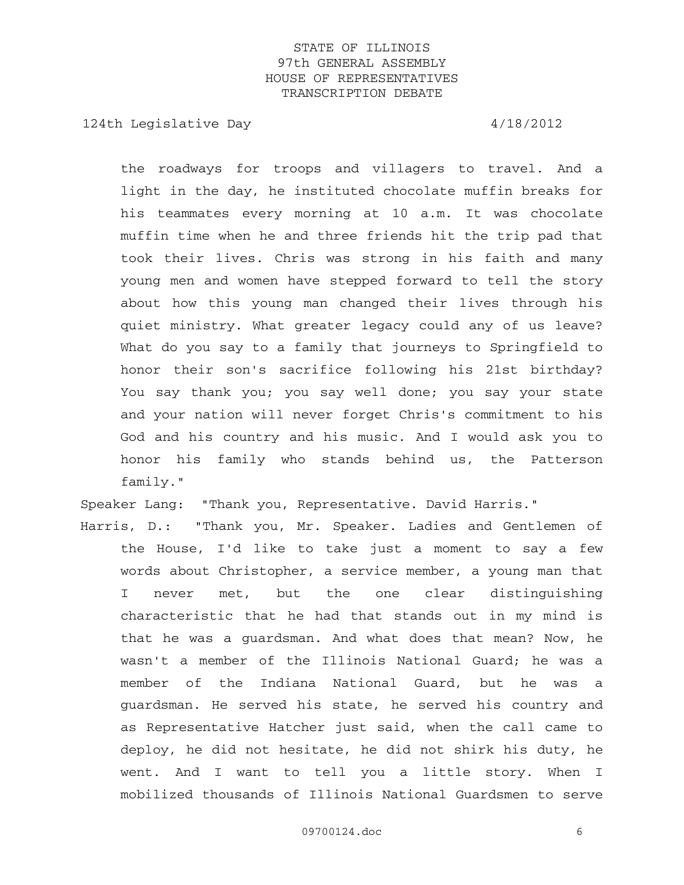the roadways for troops and villagers to travel. And a light in the day, he instituted chocolate muffin breaks for his teammates every morning at 10 a.m. It was chocolate muffin time when he and three friends hit the trip pad that took their lives. Chris was strong in his faith and many young men and women have stepped forward to tell the story about how this young man changed their lives through his quiet ministry. What greater legacy could any of us leave? What do you say to a family that journeys to Springfield to honor their son's sacrifice following his 21st birthday? You say thank you; you say well done; you say your state and your nation will never forget Chris's commitment to his God and his country and his music. And I would ask you to honor his family who stands behind us, the Patterson family."

Speaker Lang: "Thank you, Representative. David Harris."

Harris, D.: "Thank you, Mr. Speaker. Ladies and Gentlemen of the House, I'd like to take just a moment to say a few words about Christopher, a service member, a young man that I never met, but the one clear distinguishing characteristic that he had that stands out in my mind is that he was a guardsman. And what does that mean? Now, he wasn't a member of the Illinois National Guard; he was a member of the Indiana National Guard, but he was a guardsman. He served his state, he served his country and as Representative Hatcher just said, when the call came to deploy, he did not hesitate, he did not shirk his duty, he went. And I want to tell you a little story. When I mobilized thousands of Illinois National Guardsmen to serve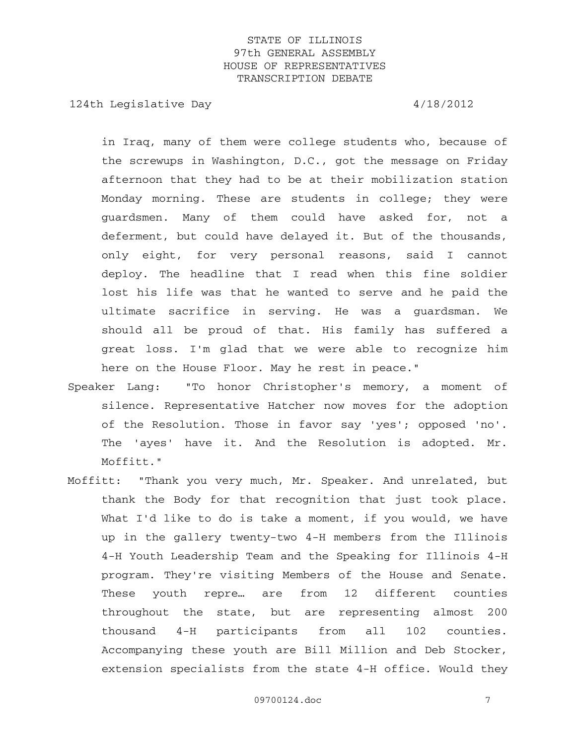in Iraq, many of them were college students who, because of the screwups in Washington, D.C., got the message on Friday afternoon that they had to be at their mobilization station Monday morning. These are students in college; they were guardsmen. Many of them could have asked for, not a deferment, but could have delayed it. But of the thousands, only eight, for very personal reasons, said I cannot deploy. The headline that I read when this fine soldier lost his life was that he wanted to serve and he paid the ultimate sacrifice in serving. He was a guardsman. We should all be proud of that. His family has suffered a great loss. I'm glad that we were able to recognize him here on the House Floor. May he rest in peace."

Speaker Lang: "To honor Christopher's memory, a moment of silence. Representative Hatcher now moves for the adoption of the Resolution. Those in favor say 'yes'; opposed 'no'. The 'ayes' have it. And the Resolution is adopted. Mr. Moffitt."

Moffitt: "Thank you very much, Mr. Speaker. And unrelated, but thank the Body for that recognition that just took place. What I'd like to do is take a moment, if you would, we have up in the gallery twenty-two 4-H members from the Illinois 4-H Youth Leadership Team and the Speaking for Illinois 4-H program. They're visiting Members of the House and Senate. These youth repre… are from 12 different counties throughout the state, but are representing almost 200 thousand 4-H participants from all 102 counties. Accompanying these youth are Bill Million and Deb Stocker, extension specialists from the state 4-H office. Would they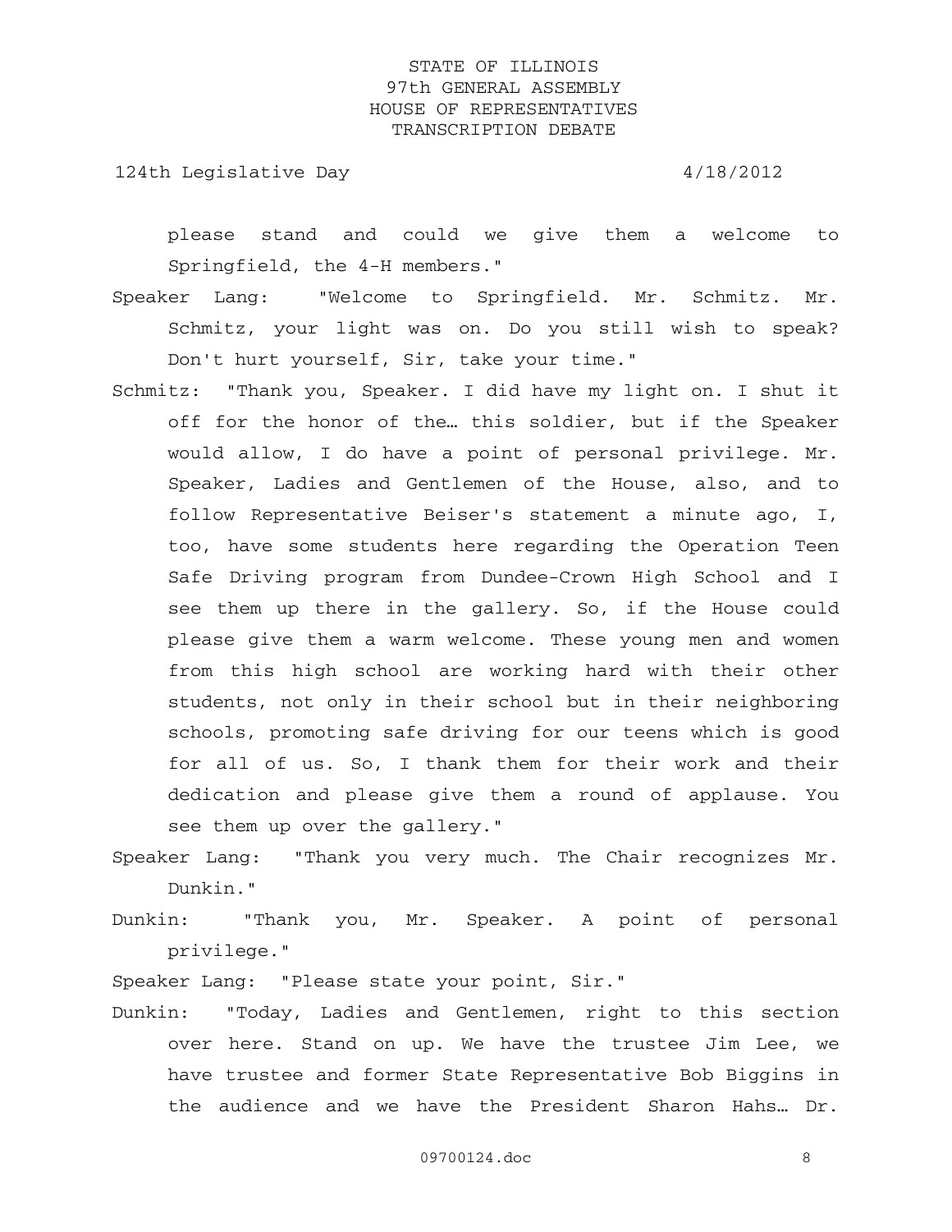please stand and could we give them a welcome to Springfield, the 4-H members."

Speaker Lang: "Welcome to Springfield. Mr. Schmitz. Mr. Schmitz, your light was on. Do you still wish to speak? Don't hurt yourself, Sir, take your time."

Schmitz: "Thank you, Speaker. I did have my light on. I shut it off for the honor of the… this soldier, but if the Speaker would allow, I do have a point of personal privilege. Mr. Speaker, Ladies and Gentlemen of the House, also, and to follow Representative Beiser's statement a minute ago, I, too, have some students here regarding the Operation Teen Safe Driving program from Dundee-Crown High School and I see them up there in the gallery. So, if the House could please give them a warm welcome. These young men and women from this high school are working hard with their other students, not only in their school but in their neighboring schools, promoting safe driving for our teens which is good for all of us. So, I thank them for their work and their dedication and please give them a round of applause. You see them up over the gallery."

Speaker Lang: "Thank you very much. The Chair recognizes Mr. Dunkin."

Dunkin: "Thank you, Mr. Speaker. A point of personal privilege."

Speaker Lang: "Please state your point, Sir."

Dunkin: "Today, Ladies and Gentlemen, right to this section over here. Stand on up. We have the trustee Jim Lee, we have trustee and former State Representative Bob Biggins in the audience and we have the President Sharon Hahs… Dr.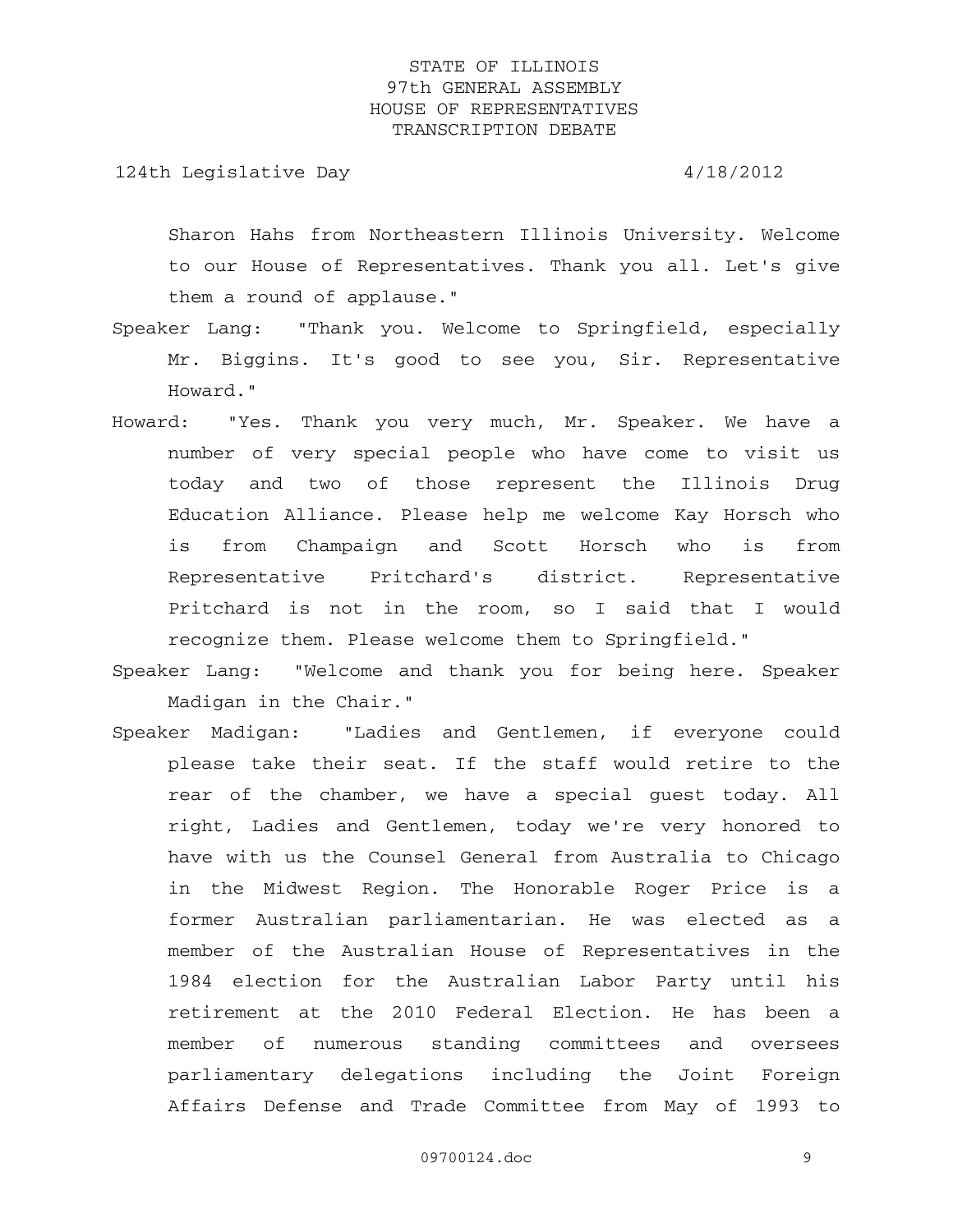Sharon Hahs from Northeastern Illinois University. Welcome to our House of Representatives. Thank you all. Let's give them a round of applause."

Speaker Lang: "Thank you. Welcome to Springfield, especially Mr. Biggins. It's good to see you, Sir. Representative Howard."

Howard: "Yes. Thank you very much, Mr. Speaker. We have a number of very special people who have come to visit us today and two of those represent the Illinois Drug Education Alliance. Please help me welcome Kay Horsch who is from Champaign and Scott Horsch who is from Representative Pritchard's district. Representative Pritchard is not in the room, so I said that I would recognize them. Please welcome them to Springfield."

Speaker Lang: "Welcome and thank you for being here. Speaker Madigan in the Chair."

Speaker Madigan: "Ladies and Gentlemen, if everyone could please take their seat. If the staff would retire to the rear of the chamber, we have a special guest today. All right, Ladies and Gentlemen, today we're very honored to have with us the Counsel General from Australia to Chicago in the Midwest Region. The Honorable Roger Price is a former Australian parliamentarian. He was elected as a member of the Australian House of Representatives in the 1984 election for the Australian Labor Party until his retirement at the 2010 Federal Election. He has been a member of numerous standing committees and oversees parliamentary delegations including the Joint Foreign Affairs Defense and Trade Committee from May of 1993 to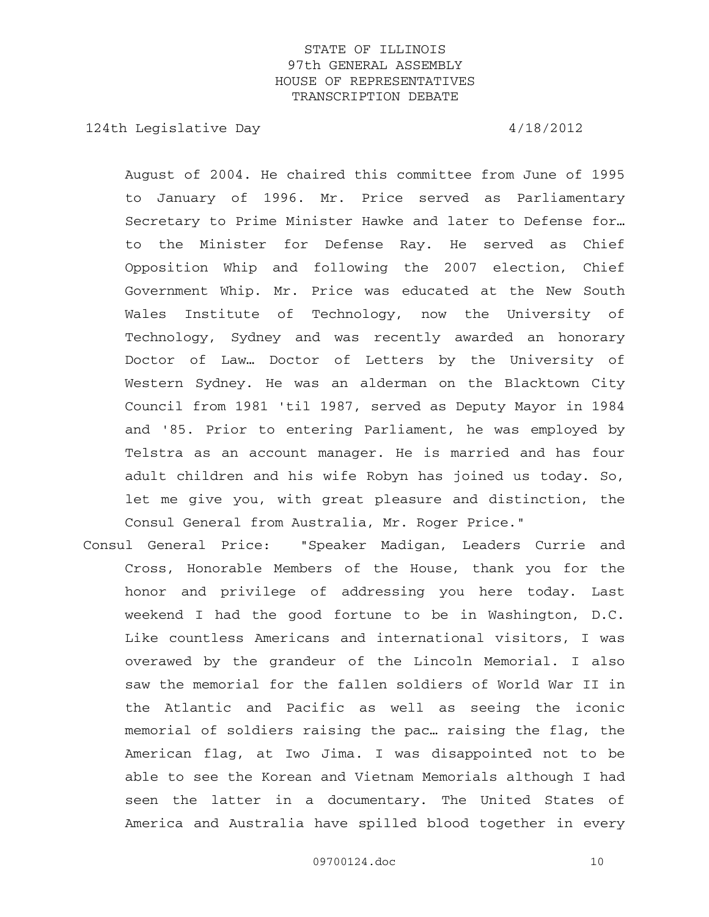August of 2004. He chaired this committee from June of 1995 to January of 1996. Mr. Price served as Parliamentary Secretary to Prime Minister Hawke and later to Defense for… to the Minister for Defense Ray. He served as Chief Opposition Whip and following the 2007 election, Chief Government Whip. Mr. Price was educated at the New South Wales Institute of Technology, now the University of Technology, Sydney and was recently awarded an honorary Doctor of Law… Doctor of Letters by the University of Western Sydney. He was an alderman on the Blacktown City Council from 1981 'til 1987, served as Deputy Mayor in 1984 and '85. Prior to entering Parliament, he was employed by Telstra as an account manager. He is married and has four adult children and his wife Robyn has joined us today. So, let me give you, with great pleasure and distinction, the Consul General from Australia, Mr. Roger Price."

Consul General Price: "Speaker Madigan, Leaders Currie and Cross, Honorable Members of the House, thank you for the honor and privilege of addressing you here today. Last weekend I had the good fortune to be in Washington, D.C. Like countless Americans and international visitors, I was overawed by the grandeur of the Lincoln Memorial. I also saw the memorial for the fallen soldiers of World War II in the Atlantic and Pacific as well as seeing the iconic memorial of soldiers raising the pac… raising the flag, the American flag, at Iwo Jima. I was disappointed not to be able to see the Korean and Vietnam Memorials although I had seen the latter in a documentary. The United States of America and Australia have spilled blood together in every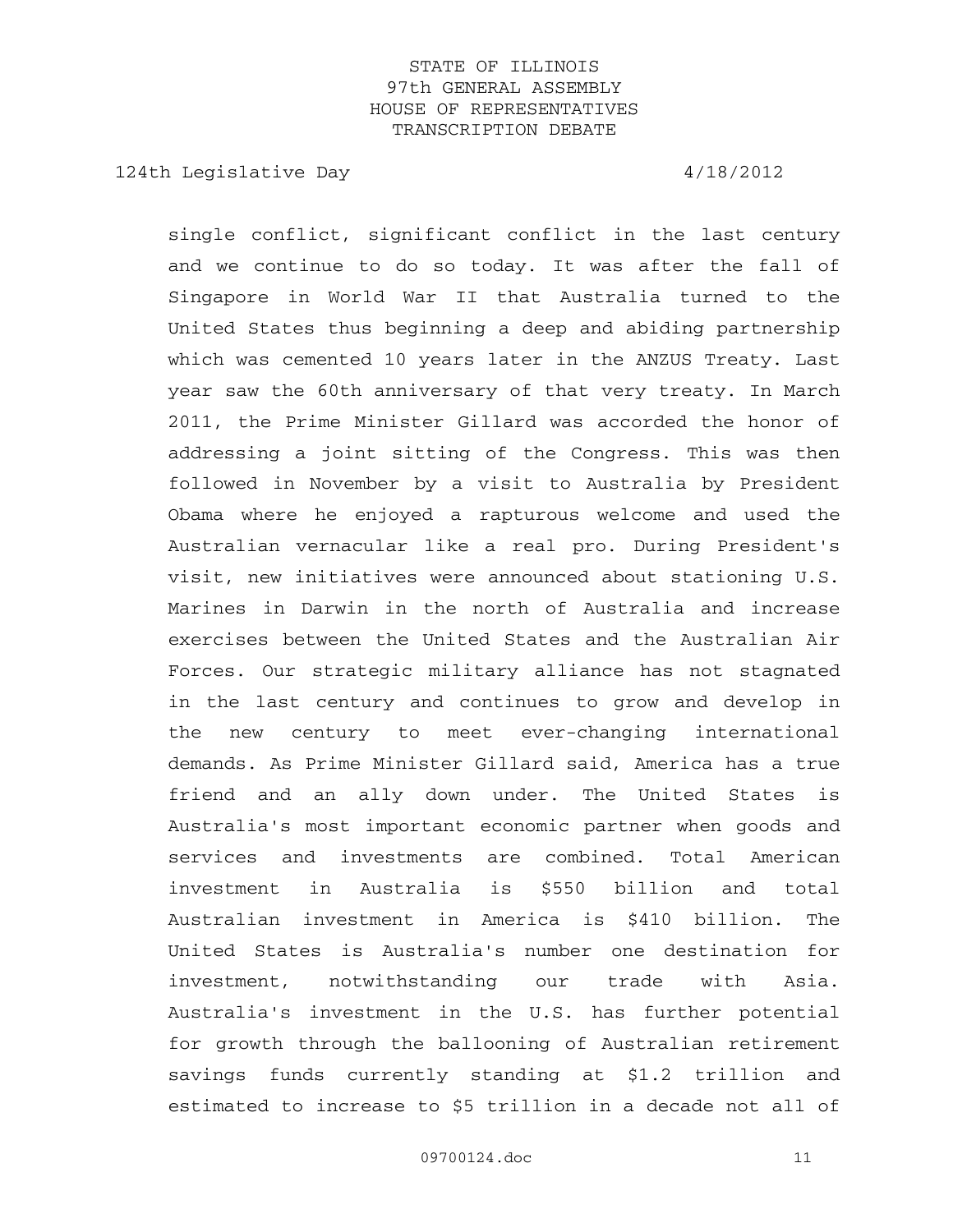single conflict, significant conflict in the last century and we continue to do so today. It was after the fall of Singapore in World War II that Australia turned to the United States thus beginning a deep and abiding partnership which was cemented 10 years later in the ANZUS Treaty. Last year saw the 60th anniversary of that very treaty. In March 2011, the Prime Minister Gillard was accorded the honor of addressing a joint sitting of the Congress. This was then followed in November by a visit to Australia by President Obama where he enjoyed a rapturous welcome and used the Australian vernacular like a real pro. During President's visit, new initiatives were announced about stationing U.S. Marines in Darwin in the north of Australia and increase exercises between the United States and the Australian Air Forces. Our strategic military alliance has not stagnated in the last century and continues to grow and develop in the new century to meet ever-changing international demands. As Prime Minister Gillard said, America has a true friend and an ally down under. The United States is Australia's most important economic partner when goods and services and investments are combined. Total American investment in Australia is $550 billion and total Australian investment in America is $410 billion. The United States is Australia's number one destination for investment, notwithstanding our trade with Asia. Australia's investment in the U.S. has further potential for growth through the ballooning of Australian retirement savings funds currently standing at $1.2 trillion and estimated to increase to $5 trillion in a decade not all of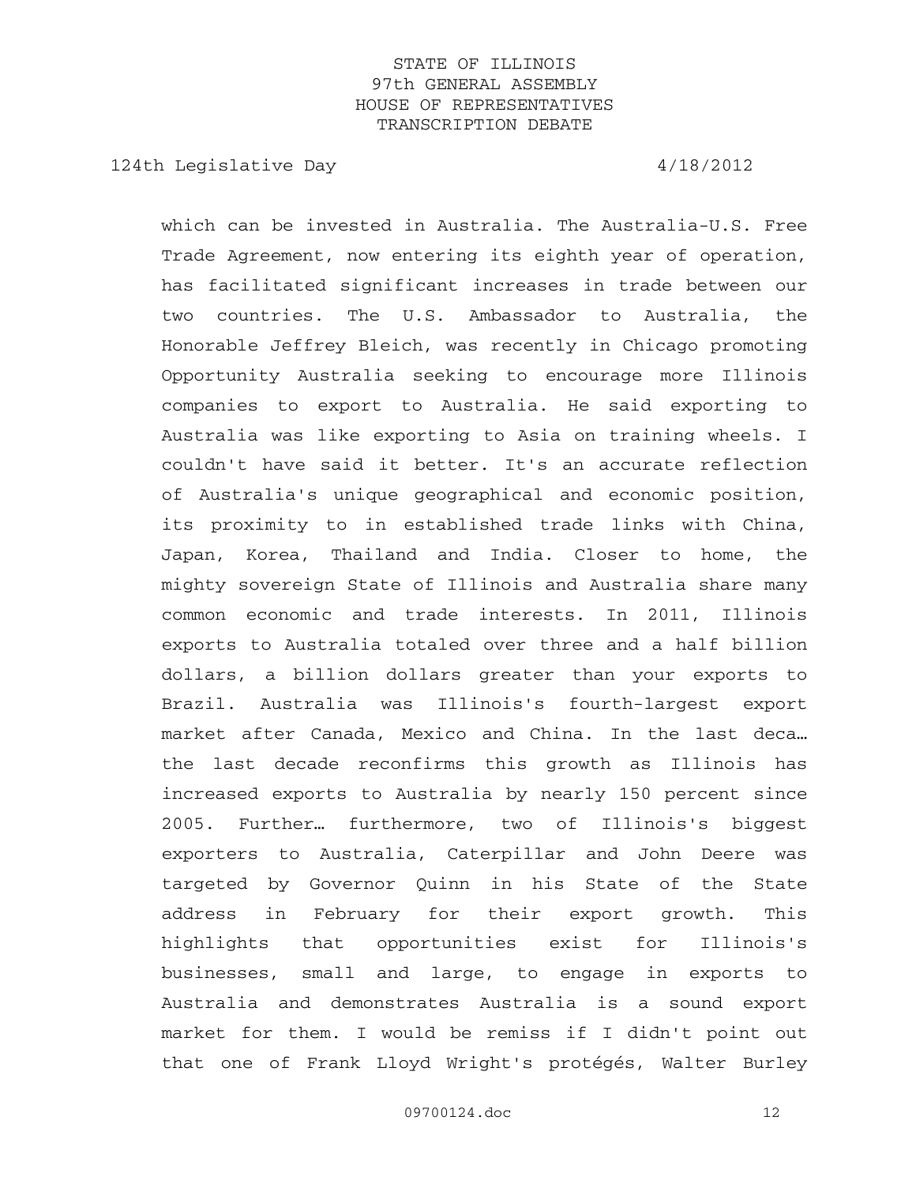which can be invested in Australia. The Australia-U.S. Free Trade Agreement, now entering its eighth year of operation, has facilitated significant increases in trade between our two countries. The U.S. Ambassador to Australia, the Honorable Jeffrey Bleich, was recently in Chicago promoting Opportunity Australia seeking to encourage more Illinois companies to export to Australia. He said exporting to Australia was like exporting to Asia on training wheels. I couldn't have said it better. It's an accurate reflection of Australia's unique geographical and economic position, its proximity to in established trade links with China, Japan, Korea, Thailand and India. Closer to home, the mighty sovereign State of Illinois and Australia share many common economic and trade interests. In 2011, Illinois exports to Australia totaled over three and a half billion dollars, a billion dollars greater than your exports to Brazil. Australia was Illinois's fourth-largest export market after Canada, Mexico and China. In the last deca… the last decade reconfirms this growth as Illinois has increased exports to Australia by nearly 150 percent since 2005. Further… furthermore, two of Illinois's biggest exporters to Australia, Caterpillar and John Deere was targeted by Governor Quinn in his State of the State address in February for their export growth. This highlights that opportunities exist for Illinois's businesses, small and large, to engage in exports to Australia and demonstrates Australia is a sound export market for them. I would be remiss if I didn't point out that one of Frank Lloyd Wright's protégés, Walter Burley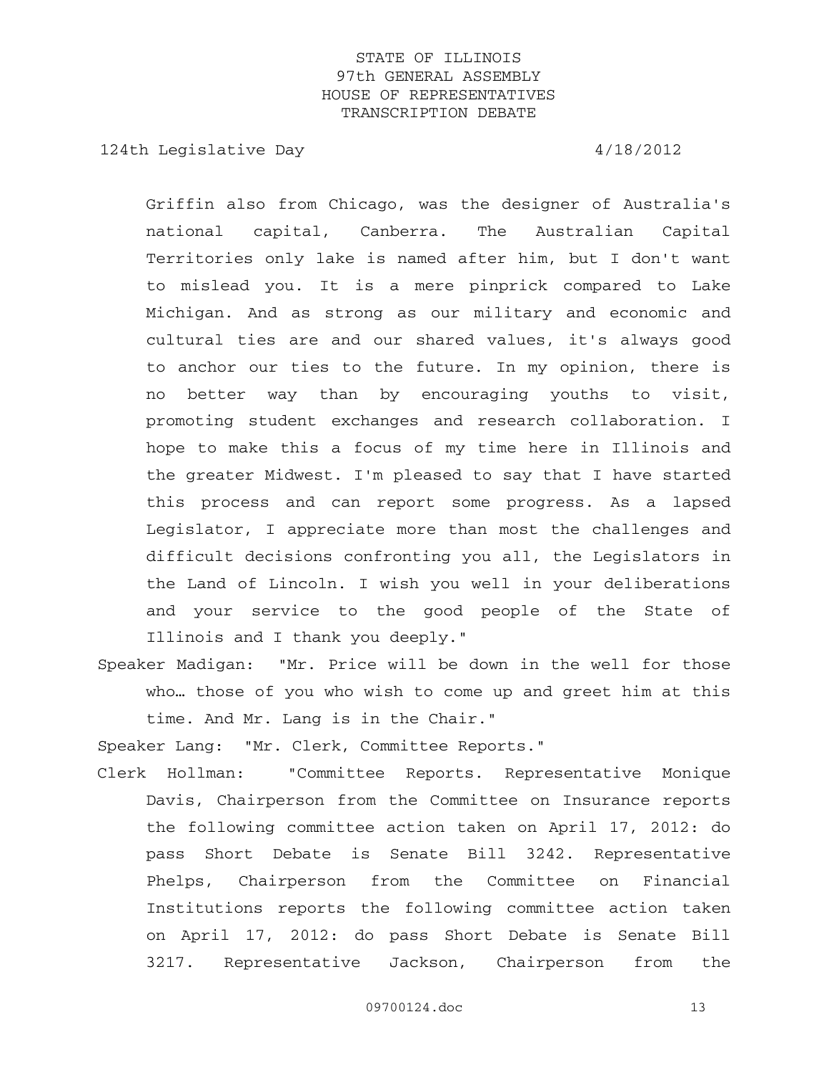Griffin also from Chicago, was the designer of Australia's national capital, Canberra. The Australian Capital Territories only lake is named after him, but I don't want to mislead you. It is a mere pinprick compared to Lake Michigan. And as strong as our military and economic and cultural ties are and our shared values, it's always good to anchor our ties to the future. In my opinion, there is no better way than by encouraging youths to visit, promoting student exchanges and research collaboration. I hope to make this a focus of my time here in Illinois and the greater Midwest. I'm pleased to say that I have started this process and can report some progress. As a lapsed Legislator, I appreciate more than most the challenges and difficult decisions confronting you all, the Legislators in the Land of Lincoln. I wish you well in your deliberations and your service to the good people of the State of Illinois and I thank you deeply."

Speaker Madigan: "Mr. Price will be down in the well for those who… those of you who wish to come up and greet him at this time. And Mr. Lang is in the Chair."

Speaker Lang: "Mr. Clerk, Committee Reports."

Clerk Hollman: "Committee Reports. Representative Monique Davis, Chairperson from the Committee on Insurance reports the following committee action taken on April 17, 2012: do pass Short Debate is Senate Bill 3242. Representative Phelps, Chairperson from the Committee on Financial Institutions reports the following committee action taken on April 17, 2012: do pass Short Debate is Senate Bill 3217. Representative Jackson, Chairperson from the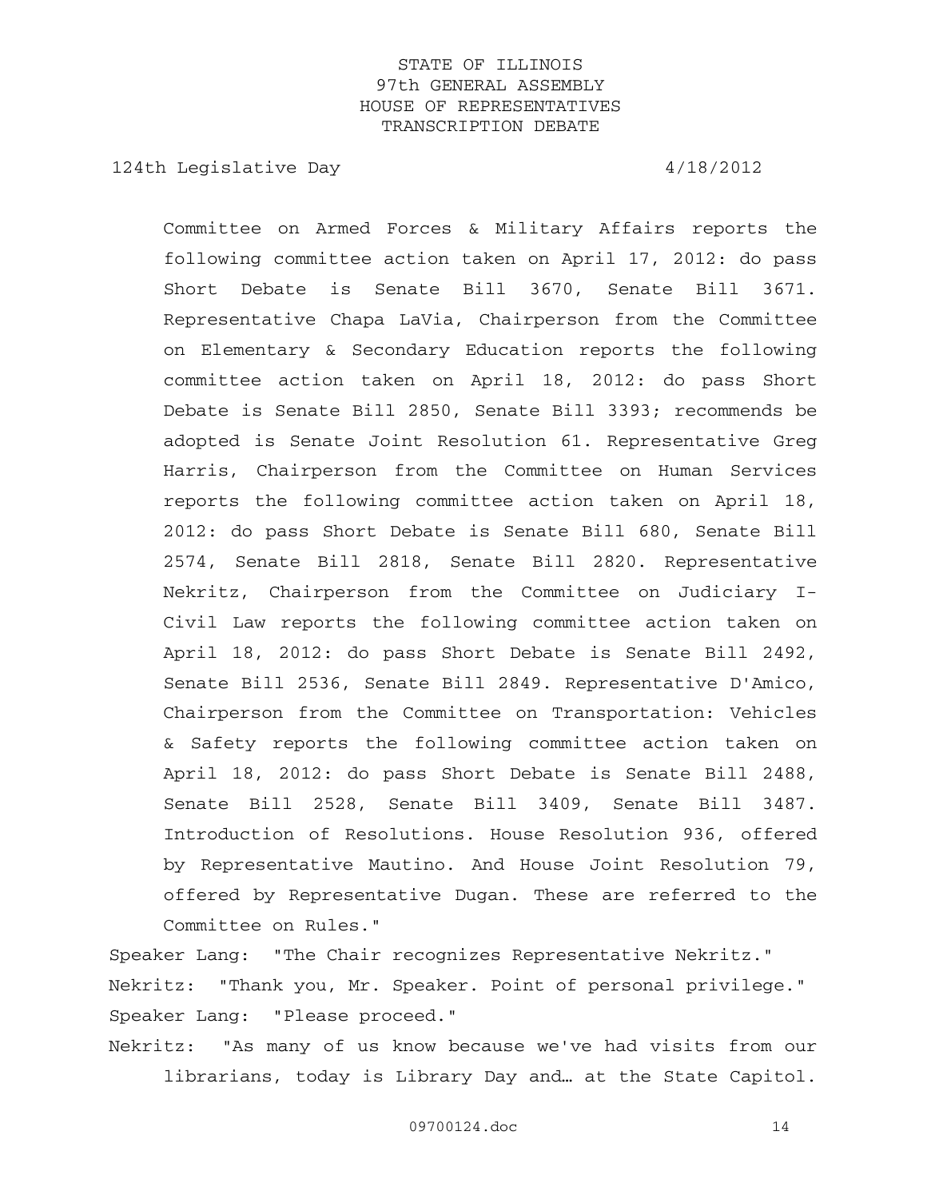Committee on Armed Forces & Military Affairs reports the following committee action taken on April 17, 2012: do pass Short Debate is Senate Bill 3670, Senate Bill 3671. Representative Chapa LaVia, Chairperson from the Committee on Elementary & Secondary Education reports the following committee action taken on April 18, 2012: do pass Short Debate is Senate Bill 2850, Senate Bill 3393; recommends be adopted is Senate Joint Resolution 61. Representative Greg Harris, Chairperson from the Committee on Human Services reports the following committee action taken on April 18, 2012: do pass Short Debate is Senate Bill 680, Senate Bill 2574, Senate Bill 2818, Senate Bill 2820. Representative Nekritz, Chairperson from the Committee on Judiciary I-Civil Law reports the following committee action taken on April 18, 2012: do pass Short Debate is Senate Bill 2492, Senate Bill 2536, Senate Bill 2849. Representative D'Amico, Chairperson from the Committee on Transportation: Vehicles & Safety reports the following committee action taken on April 18, 2012: do pass Short Debate is Senate Bill 2488, Senate Bill 2528, Senate Bill 3409, Senate Bill 3487. Introduction of Resolutions. House Resolution 936, offered by Representative Mautino. And House Joint Resolution 79, offered by Representative Dugan. These are referred to the Committee on Rules."

Speaker Lang: "The Chair recognizes Representative Nekritz."

Nekritz: "Thank you, Mr. Speaker. Point of personal privilege."

Speaker Lang: "Please proceed."

Nekritz: "As many of us know because we've had visits from our librarians, today is Library Day and… at the State Capitol.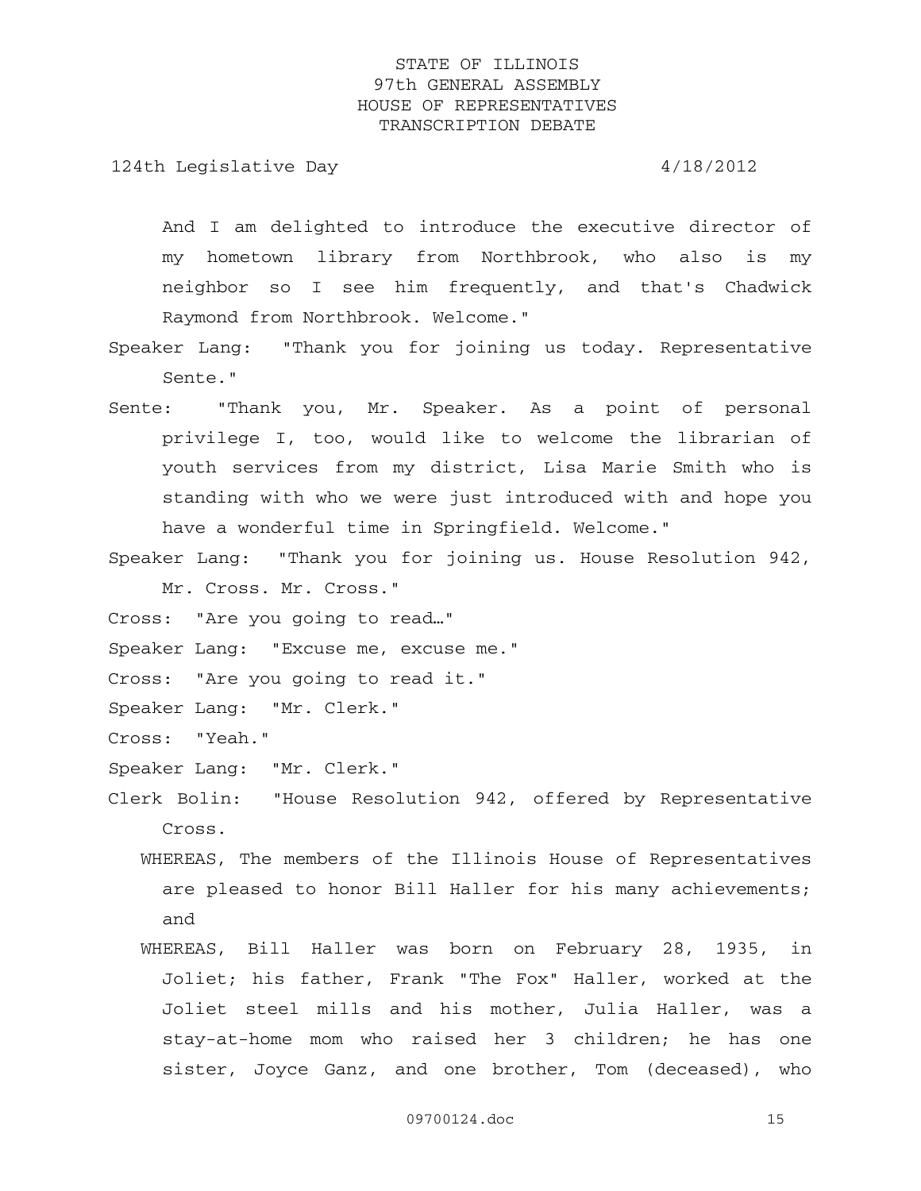And I am delighted to introduce the executive director of my hometown library from Northbrook, who also is my neighbor so I see him frequently, and that's Chadwick Raymond from Northbrook. Welcome."

Speaker Lang: "Thank you for joining us today. Representative Sente."

Sente: "Thank you, Mr. Speaker. As a point of personal privilege I, too, would like to welcome the librarian of youth services from my district, Lisa Marie Smith who is standing with who we were just introduced with and hope you have a wonderful time in Springfield. Welcome."

Speaker Lang: "Thank you for joining us. House Resolution 942, Mr. Cross. Mr. Cross."

Cross: "Are you going to read…"

Speaker Lang: "Excuse me, excuse me."

Cross: "Are you going to read it."

Speaker Lang: "Mr. Clerk."

Cross: "Yeah."

Speaker Lang: "Mr. Clerk."

Clerk Bolin: "House Resolution 942, offered by Representative Cross.

WHEREAS, The members of the Illinois House of Representatives are pleased to honor Bill Haller for his many achievements; and

WHEREAS, Bill Haller was born on February 28, 1935, in Joliet; his father, Frank "The Fox" Haller, worked at the Joliet steel mills and his mother, Julia Haller, was a stay-at-home mom who raised her 3 children; he has one sister, Joyce Ganz, and one brother, Tom (deceased), who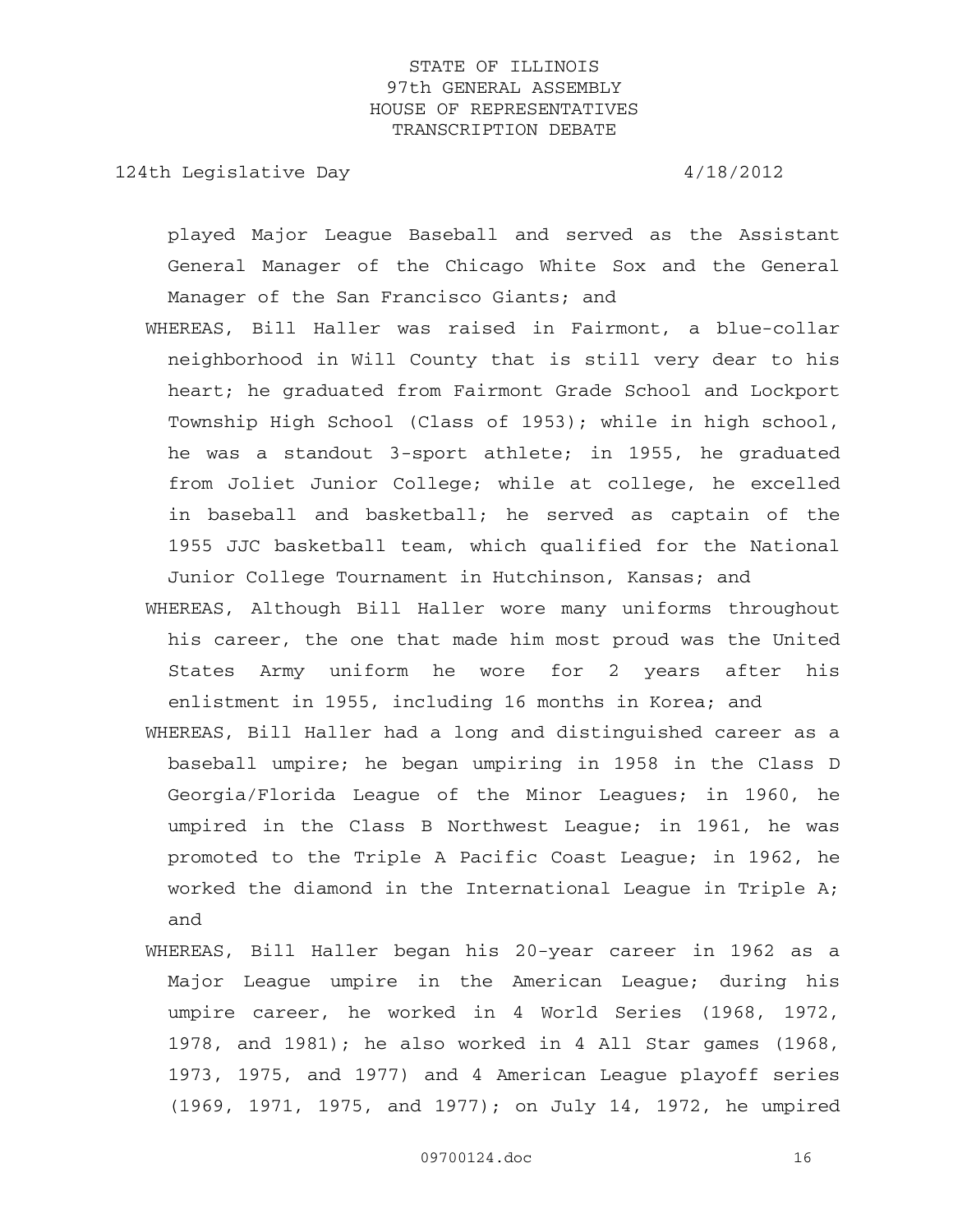played Major League Baseball and served as the Assistant General Manager of the Chicago White Sox and the General Manager of the San Francisco Giants; and

WHEREAS, Bill Haller was raised in Fairmont, a blue-collar neighborhood in Will County that is still very dear to his heart; he graduated from Fairmont Grade School and Lockport Township High School (Class of 1953); while in high school, he was a standout 3-sport athlete; in 1955, he graduated from Joliet Junior College; while at college, he excelled in baseball and basketball; he served as captain of the 1955 JJC basketball team, which qualified for the National Junior College Tournament in Hutchinson, Kansas; and

WHEREAS, Although Bill Haller wore many uniforms throughout his career, the one that made him most proud was the United States Army uniform he wore for 2 years after his enlistment in 1955, including 16 months in Korea; and

WHEREAS, Bill Haller had a long and distinguished career as a baseball umpire; he began umpiring in 1958 in the Class D Georgia/Florida League of the Minor Leagues; in 1960, he umpired in the Class B Northwest League; in 1961, he was promoted to the Triple A Pacific Coast League; in 1962, he worked the diamond in the International League in Triple A; and

WHEREAS, Bill Haller began his 20-year career in 1962 as a Major League umpire in the American League; during his umpire career, he worked in 4 World Series (1968, 1972, 1978, and 1981); he also worked in 4 All Star games (1968, 1973, 1975, and 1977) and 4 American League playoff series (1969, 1971, 1975, and 1977); on July 14, 1972, he umpired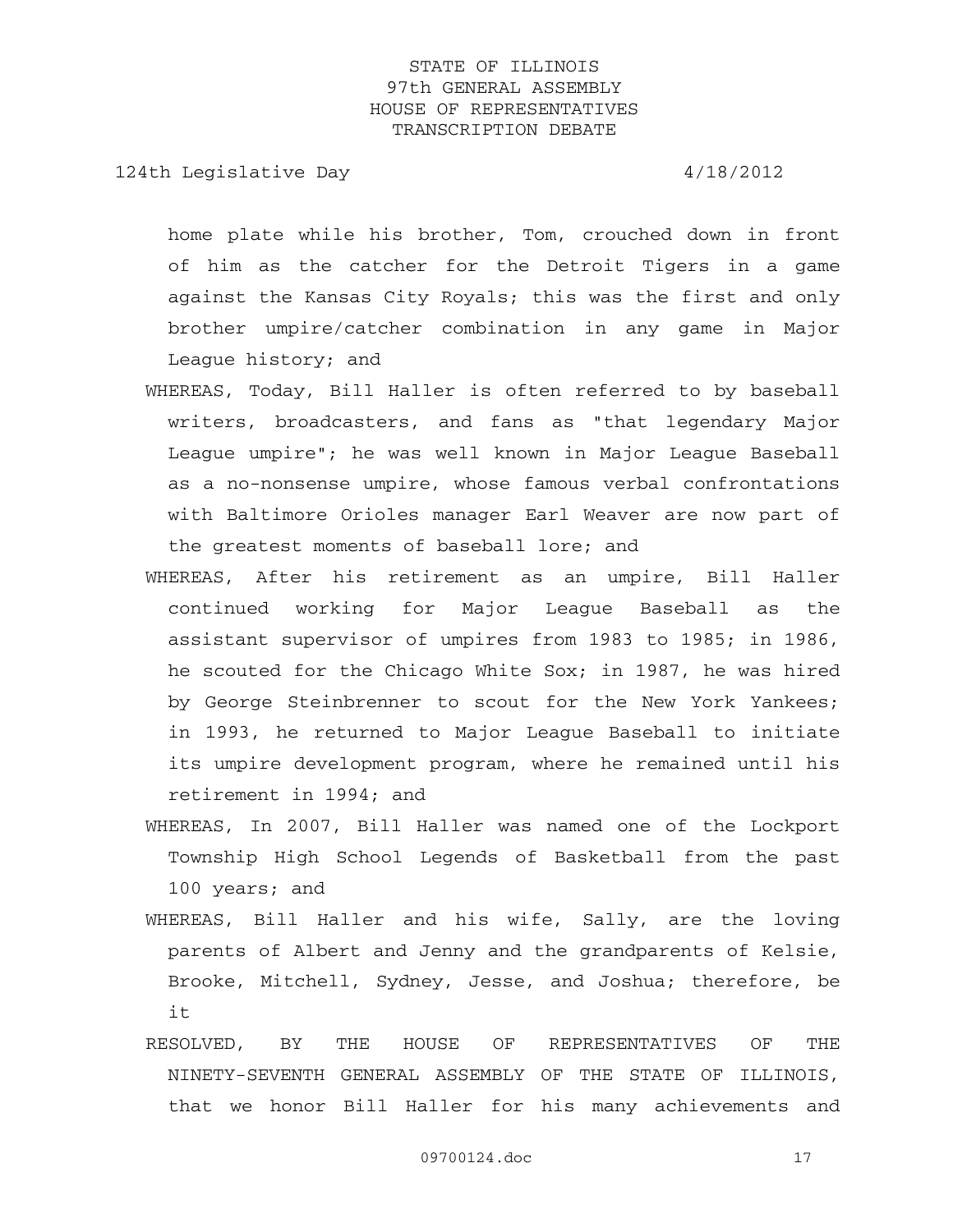home plate while his brother, Tom, crouched down in front of him as the catcher for the Detroit Tigers in a game against the Kansas City Royals; this was the first and only brother umpire/catcher combination in any game in Major League history; and

WHEREAS, Today, Bill Haller is often referred to by baseball writers, broadcasters, and fans as "that legendary Major League umpire"; he was well known in Major League Baseball as a no-nonsense umpire, whose famous verbal confrontations with Baltimore Orioles manager Earl Weaver are now part of the greatest moments of baseball lore; and

WHEREAS, After his retirement as an umpire, Bill Haller continued working for Major League Baseball as the assistant supervisor of umpires from 1983 to 1985; in 1986, he scouted for the Chicago White Sox; in 1987, he was hired by George Steinbrenner to scout for the New York Yankees; in 1993, he returned to Major League Baseball to initiate its umpire development program, where he remained until his retirement in 1994; and

WHEREAS, In 2007, Bill Haller was named one of the Lockport Township High School Legends of Basketball from the past 100 years; and

WHEREAS, Bill Haller and his wife, Sally, are the loving parents of Albert and Jenny and the grandparents of Kelsie, Brooke, Mitchell, Sydney, Jesse, and Joshua; therefore, be it

RESOLVED, BY THE HOUSE OF REPRESENTATIVES OF THE NINETY-SEVENTH GENERAL ASSEMBLY OF THE STATE OF ILLINOIS, that we honor Bill Haller for his many achievements and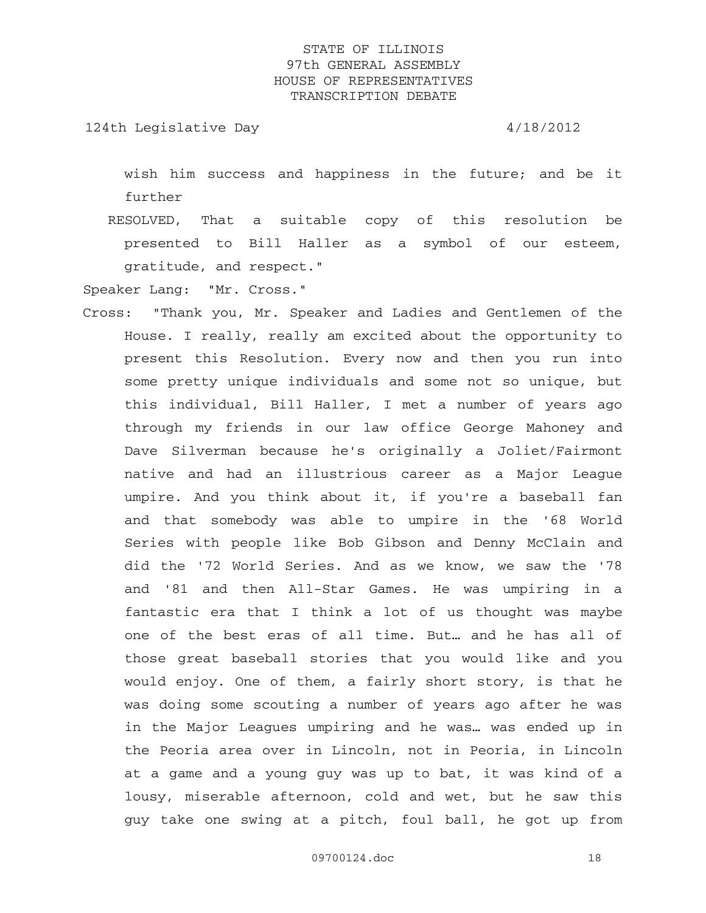wish him success and happiness in the future; and be it further

RESOLVED, That a suitable copy of this resolution be presented to Bill Haller as a symbol of our esteem, gratitude, and respect."

Speaker Lang: "Mr. Cross."

Cross: "Thank you, Mr. Speaker and Ladies and Gentlemen of the House. I really, really am excited about the opportunity to present this Resolution. Every now and then you run into some pretty unique individuals and some not so unique, but this individual, Bill Haller, I met a number of years ago through my friends in our law office George Mahoney and Dave Silverman because he's originally a Joliet/Fairmont native and had an illustrious career as a Major League umpire. And you think about it, if you're a baseball fan and that somebody was able to umpire in the '68 World Series with people like Bob Gibson and Denny McClain and did the '72 World Series. And as we know, we saw the '78 and '81 and then All-Star Games. He was umpiring in a fantastic era that I think a lot of us thought was maybe one of the best eras of all time. But… and he has all of those great baseball stories that you would like and you would enjoy. One of them, a fairly short story, is that he was doing some scouting a number of years ago after he was in the Major Leagues umpiring and he was… was ended up in the Peoria area over in Lincoln, not in Peoria, in Lincoln at a game and a young guy was up to bat, it was kind of a lousy, miserable afternoon, cold and wet, but he saw this guy take one swing at a pitch, foul ball, he got up from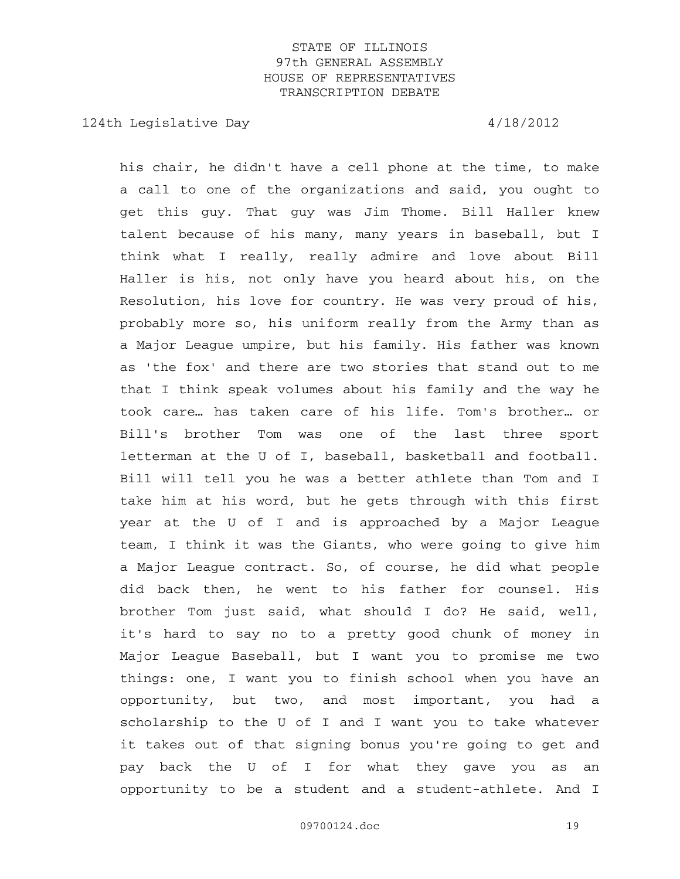his chair, he didn't have a cell phone at the time, to make a call to one of the organizations and said, you ought to get this guy. That guy was Jim Thome. Bill Haller knew talent because of his many, many years in baseball, but I think what I really, really admire and love about Bill Haller is his, not only have you heard about his, on the Resolution, his love for country. He was very proud of his, probably more so, his uniform really from the Army than as a Major League umpire, but his family. His father was known as 'the fox' and there are two stories that stand out to me that I think speak volumes about his family and the way he took care… has taken care of his life. Tom's brother… or Bill's brother Tom was one of the last three sport letterman at the U of I, baseball, basketball and football. Bill will tell you he was a better athlete than Tom and I take him at his word, but he gets through with this first year at the U of I and is approached by a Major League team, I think it was the Giants, who were going to give him a Major League contract. So, of course, he did what people did back then, he went to his father for counsel. His brother Tom just said, what should I do? He said, well, it's hard to say no to a pretty good chunk of money in Major League Baseball, but I want you to promise me two things: one, I want you to finish school when you have an opportunity, but two, and most important, you had a scholarship to the U of I and I want you to take whatever it takes out of that signing bonus you're going to get and pay back the U of I for what they gave you as an opportunity to be a student and a student-athlete. And I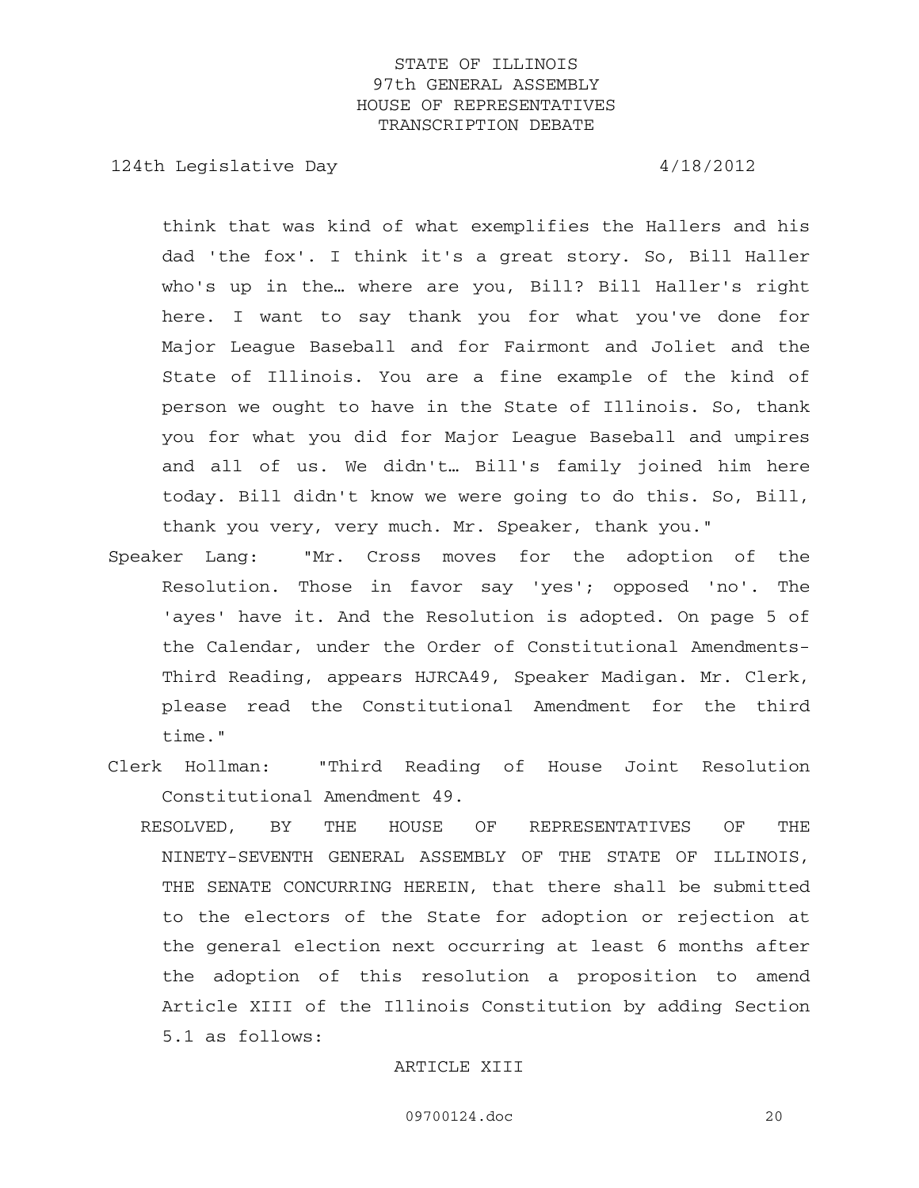think that was kind of what exemplifies the Hallers and his dad 'the fox'. I think it's a great story. So, Bill Haller who's up in the… where are you, Bill? Bill Haller's right here. I want to say thank you for what you've done for Major League Baseball and for Fairmont and Joliet and the State of Illinois. You are a fine example of the kind of person we ought to have in the State of Illinois. So, thank you for what you did for Major League Baseball and umpires and all of us. We didn't… Bill's family joined him here today. Bill didn't know we were going to do this. So, Bill, thank you very, very much. Mr. Speaker, thank you."

Speaker Lang: "Mr. Cross moves for the adoption of the Resolution. Those in favor say 'yes'; opposed 'no'. The 'ayes' have it. And the Resolution is adopted. On page 5 of the Calendar, under the Order of Constitutional Amendments-Third Reading, appears HJRCA49, Speaker Madigan. Mr. Clerk, please read the Constitutional Amendment for the third time."

Clerk Hollman: "Third Reading of House Joint Resolution Constitutional Amendment 49.

RESOLVED, BY THE HOUSE OF REPRESENTATIVES OF THE NINETY-SEVENTH GENERAL ASSEMBLY OF THE STATE OF ILLINOIS, THE SENATE CONCURRING HEREIN, that there shall be submitted to the electors of the State for adoption or rejection at the general election next occurring at least 6 months after the adoption of this resolution a proposition to amend Article XIII of the Illinois Constitution by adding Section 5.1 as follows:

ARTICLE XIII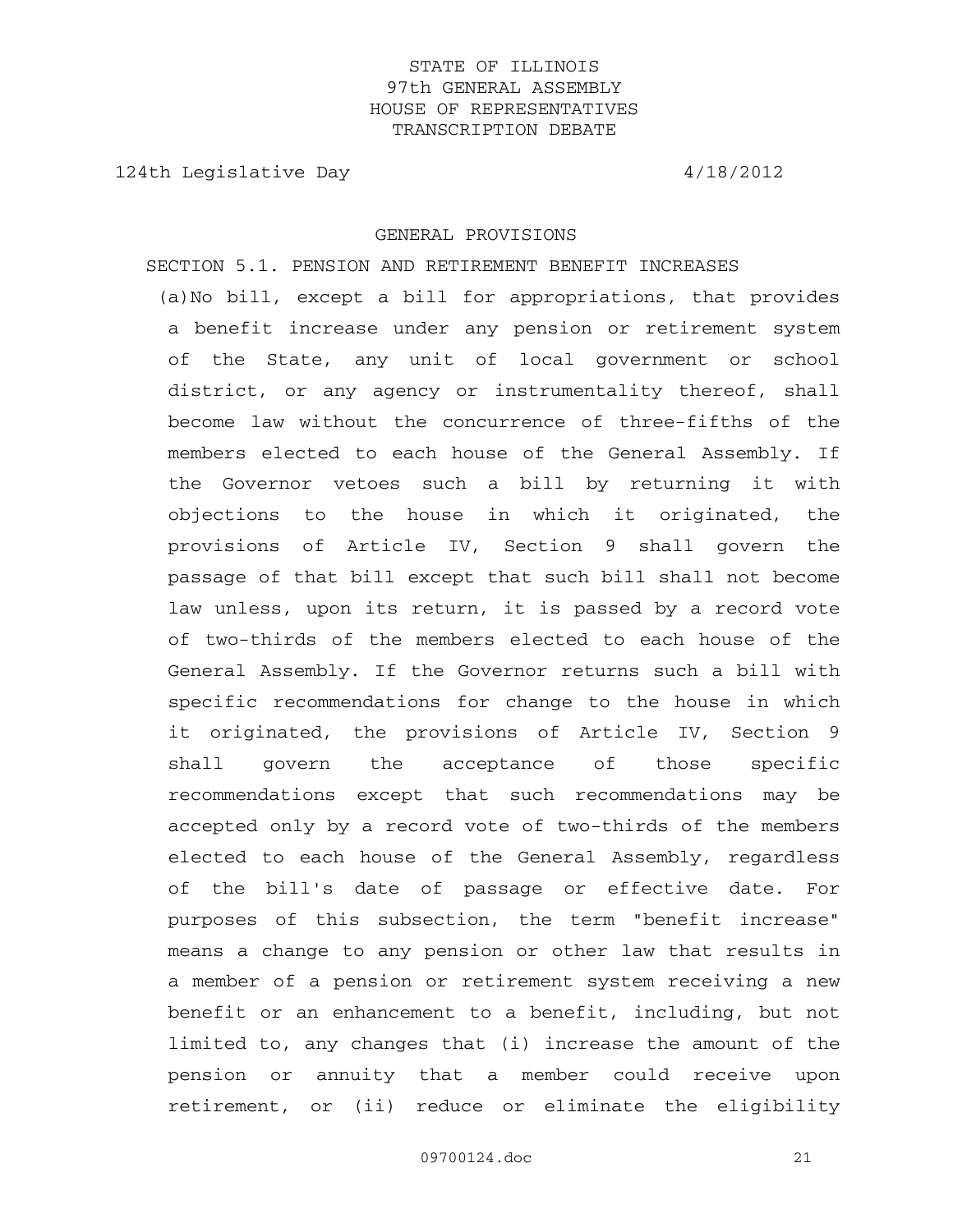GENERAL PROVISIONS

SECTION 5.1. PENSION AND RETIREMENT BENEFIT INCREASES

(a) No bill, except a bill for appropriations, that provides a benefit increase under any pension or retirement system of the State, any unit of local government or school district, or any agency or instrumentality thereof, shall become law without the concurrence of three-fifths of the members elected to each house of the General Assembly. If the Governor vetoes such a bill by returning it with objections to the house in which it originated, the provisions of Article IV, Section 9 shall govern the passage of that bill except that such bill shall not become law unless, upon its return, it is passed by a record vote of two-thirds of the members elected to each house of the General Assembly. If the Governor returns such a bill with specific recommendations for change to the house in which it originated, the provisions of Article IV, Section 9 shall govern the acceptance of those specific recommendations except that such recommendations may be accepted only by a record vote of two-thirds of the members elected to each house of the General Assembly, regardless of the bill's date of passage or effective date. For purposes of this subsection, the term "benefit increase" means a change to any pension or other law that results in a member of a pension or retirement system receiving a new benefit or an enhancement to a benefit, including, but not limited to, any changes that (i) increase the amount of the pension or annuity that a member could receive upon retirement, or (ii) reduce or eliminate the eligibility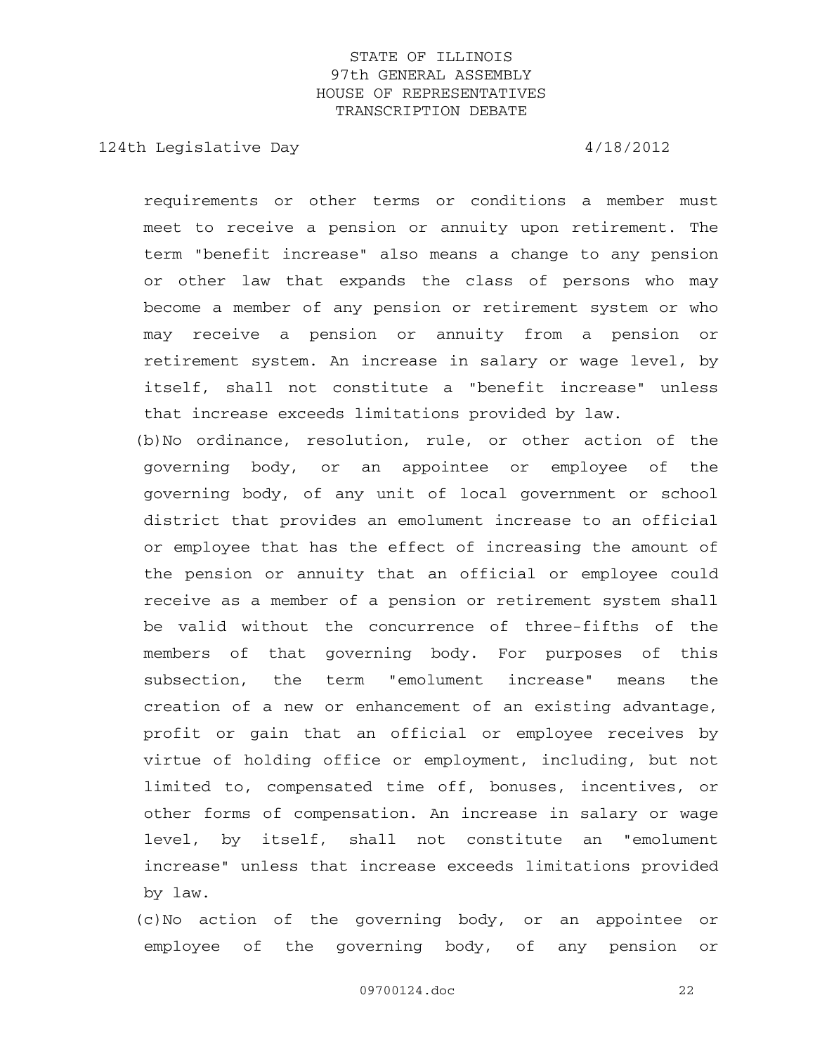requirements or other terms or conditions a member must meet to receive a pension or annuity upon retirement. The term "benefit increase" also means a change to any pension or other law that expands the class of persons who may become a member of any pension or retirement system or who may receive a pension or annuity from a pension or retirement system. An increase in salary or wage level, by itself, shall not constitute a "benefit increase" unless that increase exceeds limitations provided by law.

(b)No ordinance, resolution, rule, or other action of the governing body, or an appointee or employee of the governing body, of any unit of local government or school district that provides an emolument increase to an official or employee that has the effect of increasing the amount of the pension or annuity that an official or employee could receive as a member of a pension or retirement system shall be valid without the concurrence of three-fifths of the members of that governing body. For purposes of this subsection, the term "emolument increase" means the creation of a new or enhancement of an existing advantage, profit or gain that an official or employee receives by virtue of holding office or employment, including, but not limited to, compensated time off, bonuses, incentives, or other forms of compensation. An increase in salary or wage level, by itself, shall not constitute an "emolument increase" unless that increase exceeds limitations provided by law.

(c)No action of the governing body, or an appointee or employee of the governing body, of any pension or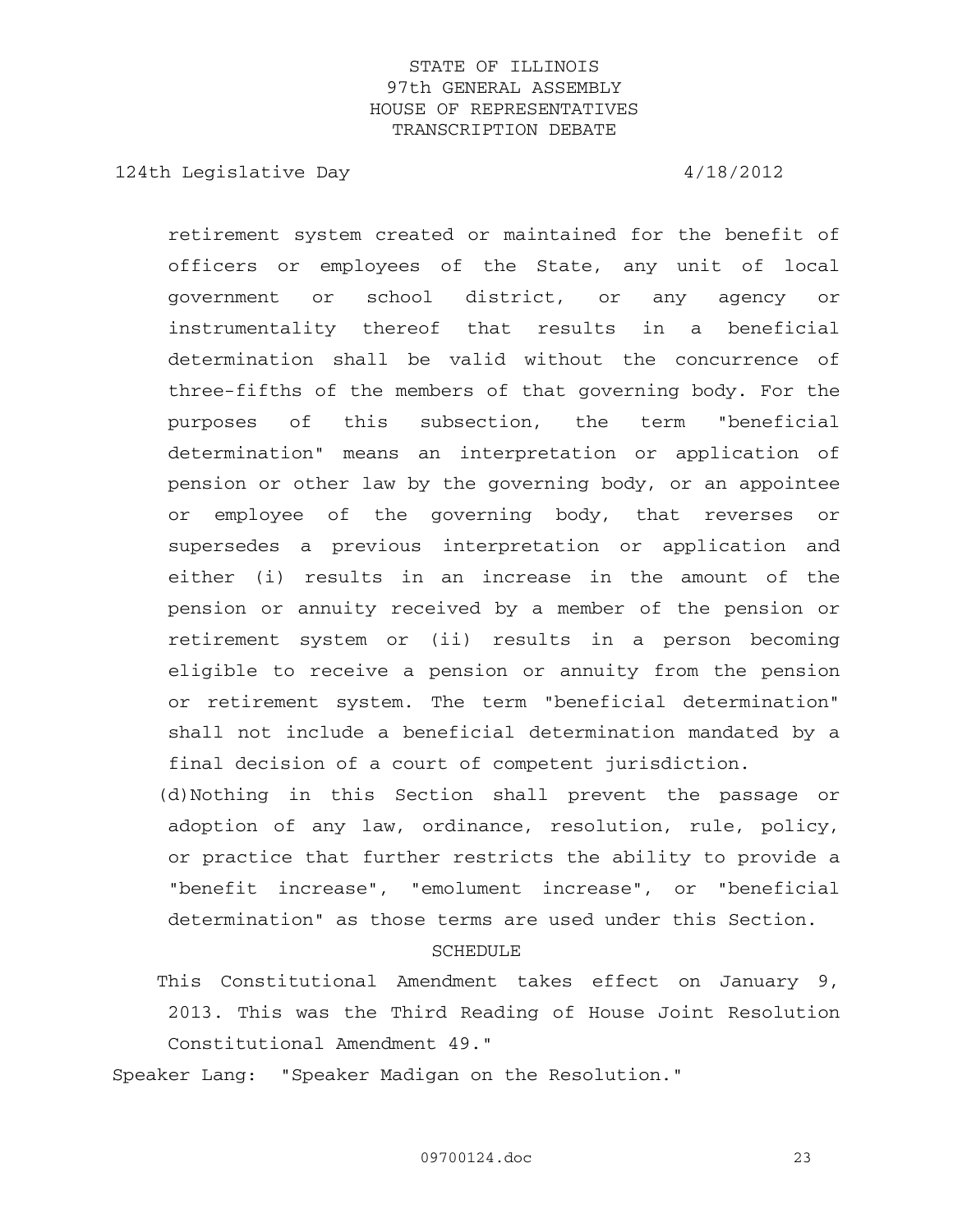retirement system created or maintained for the benefit of officers or employees of the State, any unit of local government or school district, or any agency or instrumentality thereof that results in a beneficial determination shall be valid without the concurrence of three-fifths of the members of that governing body. For the purposes of this subsection, the term "beneficial determination" means an interpretation or application of pension or other law by the governing body, or an appointee or employee of the governing body, that reverses or supersedes a previous interpretation or application and either (i) results in an increase in the amount of the pension or annuity received by a member of the pension or retirement system or (ii) results in a person becoming eligible to receive a pension or annuity from the pension or retirement system. The term "beneficial determination" shall not include a beneficial determination mandated by a final decision of a court of competent jurisdiction.

(d) Nothing in this Section shall prevent the passage or adoption of any law, ordinance, resolution, rule, policy, or practice that further restricts the ability to provide a "benefit increase", "emolument increase", or "beneficial determination" as those terms are used under this Section.

SCHEDULE

This Constitutional Amendment takes effect on January 9, 2013. This was the Third Reading of House Joint Resolution Constitutional Amendment 49."

Speaker Lang: "Speaker Madigan on the Resolution."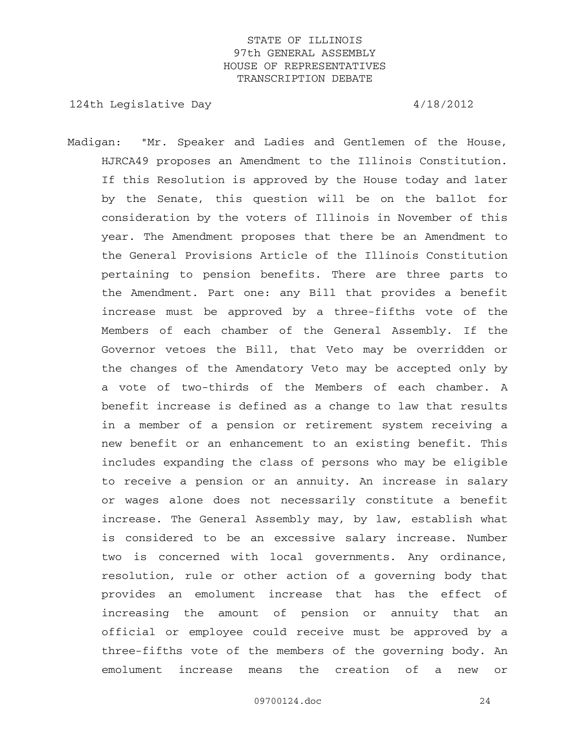Madigan: "Mr. Speaker and Ladies and Gentlemen of the House, HJRCA49 proposes an Amendment to the Illinois Constitution. If this Resolution is approved by the House today and later by the Senate, this question will be on the ballot for consideration by the voters of Illinois in November of this year. The Amendment proposes that there be an Amendment to the General Provisions Article of the Illinois Constitution pertaining to pension benefits. There are three parts to the Amendment. Part one: any Bill that provides a benefit increase must be approved by a three-fifths vote of the Members of each chamber of the General Assembly. If the Governor vetoes the Bill, that Veto may be overridden or the changes of the Amendatory Veto may be accepted only by a vote of two-thirds of the Members of each chamber. A benefit increase is defined as a change to law that results in a member of a pension or retirement system receiving a new benefit or an enhancement to an existing benefit. This includes expanding the class of persons who may be eligible to receive a pension or an annuity. An increase in salary or wages alone does not necessarily constitute a benefit increase. The General Assembly may, by law, establish what is considered to be an excessive salary increase. Number two is concerned with local governments. Any ordinance, resolution, rule or other action of a governing body that provides an emolument increase that has the effect of increasing the amount of pension or annuity that an official or employee could receive must be approved by a three-fifths vote of the members of the governing body. An emolument increase means the creation of a new or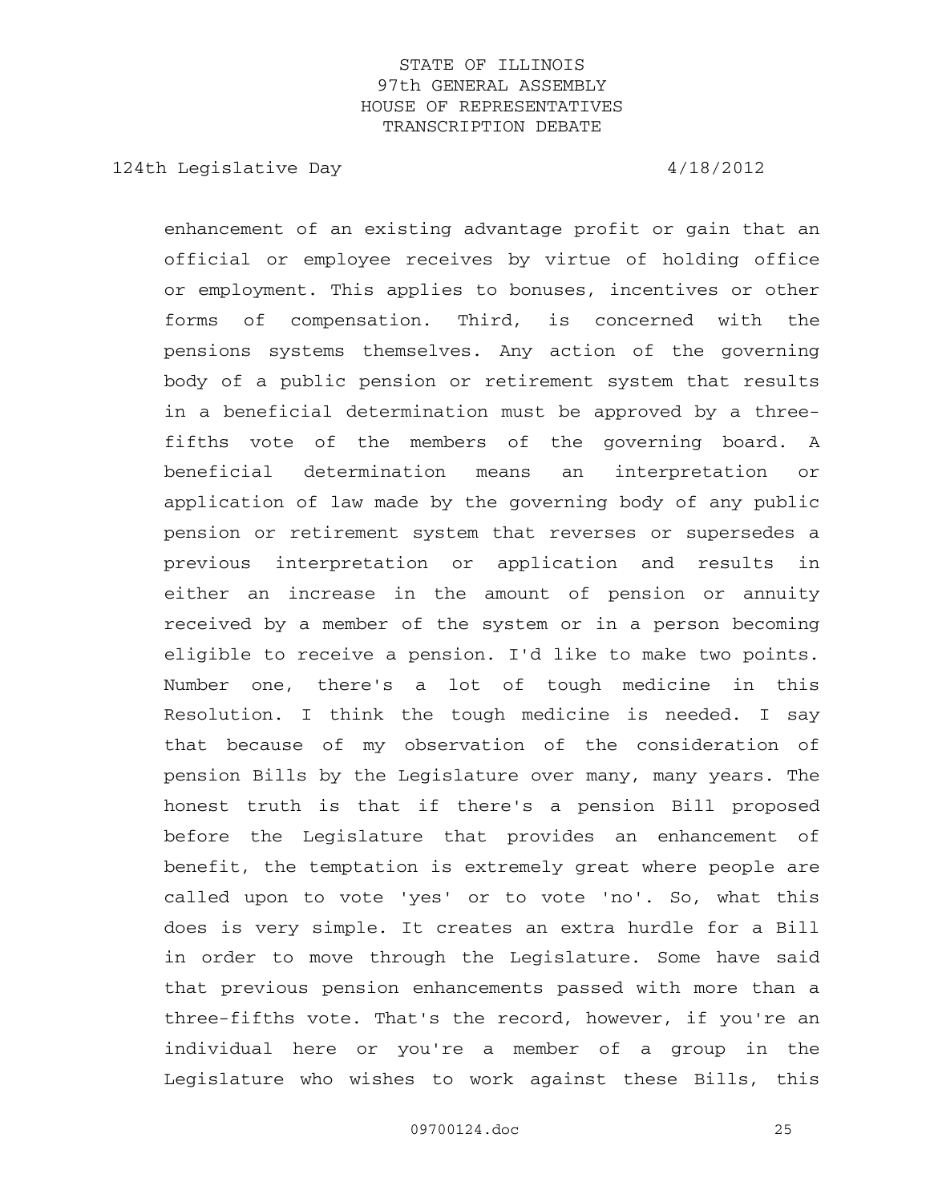enhancement of an existing advantage profit or gain that an official or employee receives by virtue of holding office or employment. This applies to bonuses, incentives or other forms of compensation. Third, is concerned with the pensions systems themselves. Any action of the governing body of a public pension or retirement system that results in a beneficial determination must be approved by a three-fifths vote of the members of the governing board. A beneficial determination means an interpretation or application of law made by the governing body of any public pension or retirement system that reverses or supersedes a previous interpretation or application and results in either an increase in the amount of pension or annuity received by a member of the system or in a person becoming eligible to receive a pension. I'd like to make two points. Number one, there's a lot of tough medicine in this Resolution. I think the tough medicine is needed. I say that because of my observation of the consideration of pension Bills by the Legislature over many, many years. The honest truth is that if there's a pension Bill proposed before the Legislature that provides an enhancement of benefit, the temptation is extremely great where people are called upon to vote 'yes' or to vote 'no'. So, what this does is very simple. It creates an extra hurdle for a Bill in order to move through the Legislature. Some have said that previous pension enhancements passed with more than a three-fifths vote. That's the record, however, if you're an individual here or you're a member of a group in the Legislature who wishes to work against these Bills, this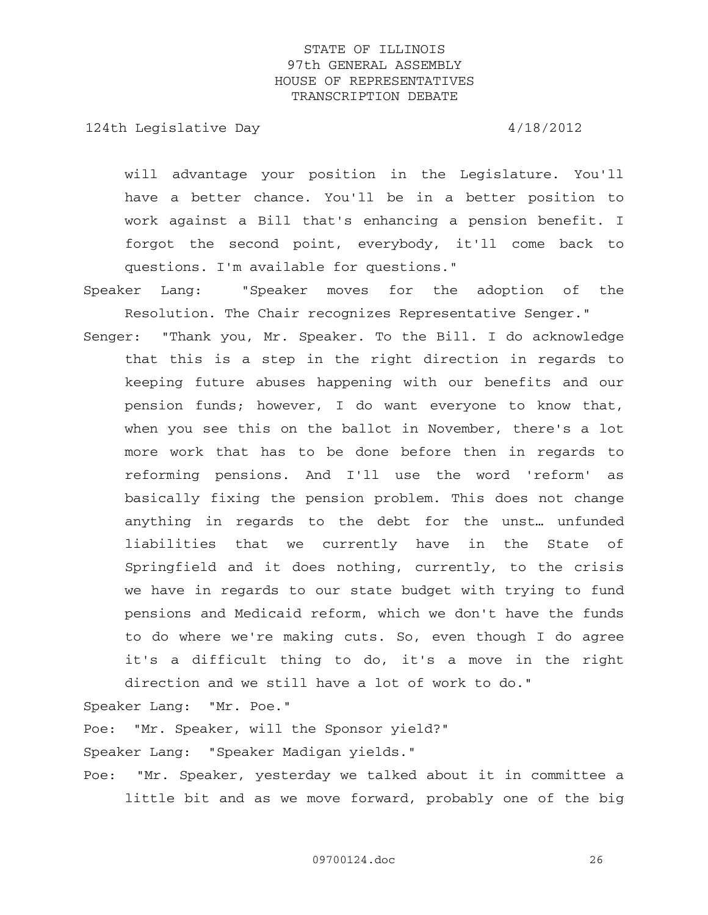will advantage your position in the Legislature. You'll have a better chance. You'll be in a better position to work against a Bill that's enhancing a pension benefit. I forgot the second point, everybody, it'll come back to questions. I'm available for questions."

Speaker Lang: "Speaker moves for the adoption of the Resolution. The Chair recognizes Representative Senger."

Senger: "Thank you, Mr. Speaker. To the Bill. I do acknowledge that this is a step in the right direction in regards to keeping future abuses happening with our benefits and our pension funds; however, I do want everyone to know that, when you see this on the ballot in November, there's a lot more work that has to be done before then in regards to reforming pensions. And I'll use the word 'reform' as basically fixing the pension problem. This does not change anything in regards to the debt for the unst… unfunded liabilities that we currently have in the State of Springfield and it does nothing, currently, to the crisis we have in regards to our state budget with trying to fund pensions and Medicaid reform, which we don't have the funds to do where we're making cuts. So, even though I do agree it's a difficult thing to do, it's a move in the right direction and we still have a lot of work to do."

Speaker Lang: "Mr. Poe."

Poe: "Mr. Speaker, will the Sponsor yield?"

Speaker Lang: "Speaker Madigan yields."

Poe: "Mr. Speaker, yesterday we talked about it in committee a little bit and as we move forward, probably one of the big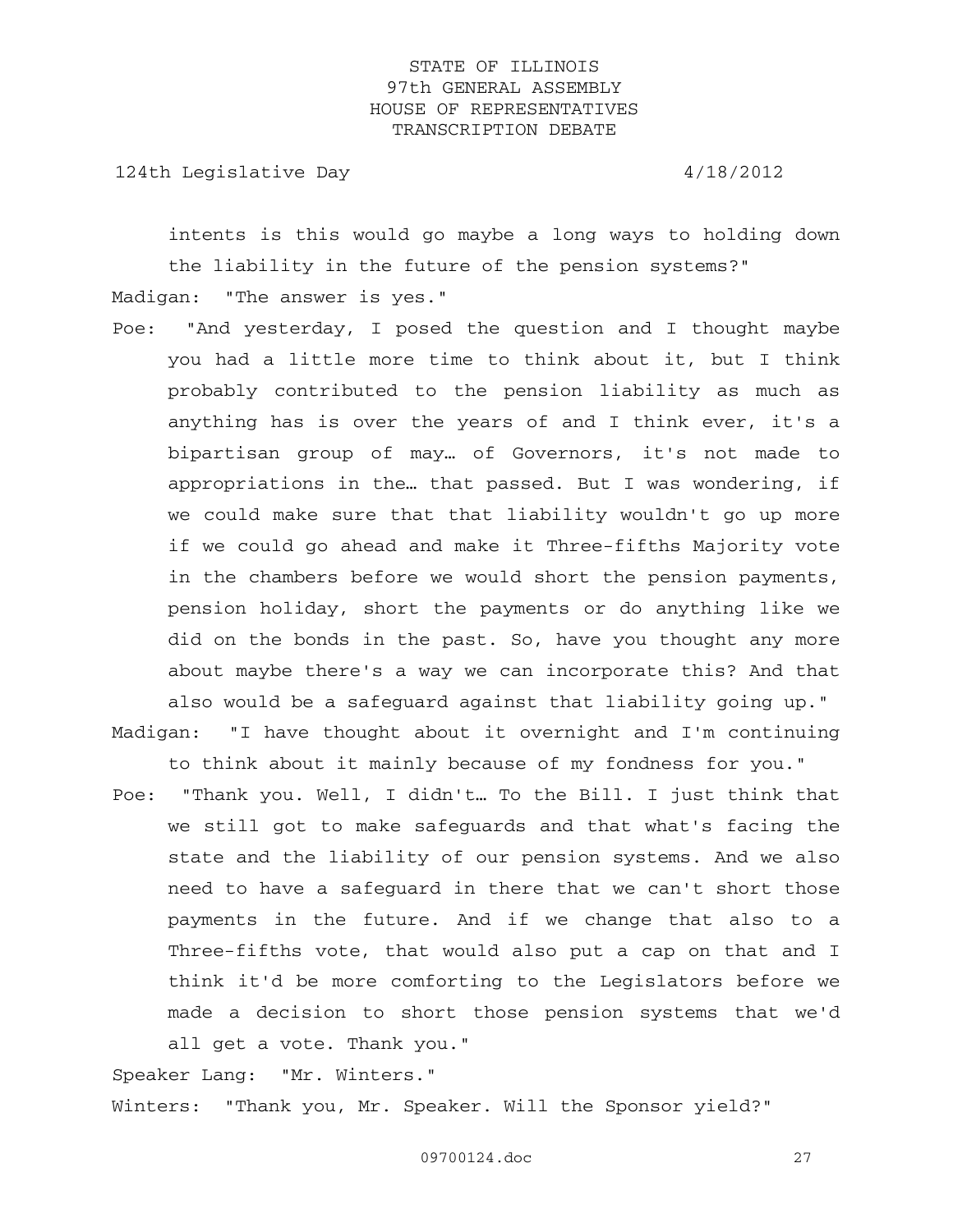intents is this would go maybe a long ways to holding down the liability in the future of the pension systems?"

Madigan: "The answer is yes."

Poe: "And yesterday, I posed the question and I thought maybe you had a little more time to think about it, but I think probably contributed to the pension liability as much as anything has is over the years of and I think ever, it's a bipartisan group of may… of Governors, it's not made to appropriations in the… that passed. But I was wondering, if we could make sure that that liability wouldn't go up more if we could go ahead and make it Three-fifths Majority vote in the chambers before we would short the pension payments, pension holiday, short the payments or do anything like we did on the bonds in the past. So, have you thought any more about maybe there's a way we can incorporate this? And that also would be a safeguard against that liability going up."

Madigan: "I have thought about it overnight and I'm continuing to think about it mainly because of my fondness for you."

Poe: "Thank you. Well, I didn't… To the Bill. I just think that we still got to make safeguards and that what's facing the state and the liability of our pension systems. And we also need to have a safeguard in there that we can't short those payments in the future. And if we change that also to a Three-fifths vote, that would also put a cap on that and I think it'd be more comforting to the Legislators before we made a decision to short those pension systems that we'd all get a vote. Thank you."

Speaker Lang: "Mr. Winters."

Winters: "Thank you, Mr. Speaker. Will the Sponsor yield?"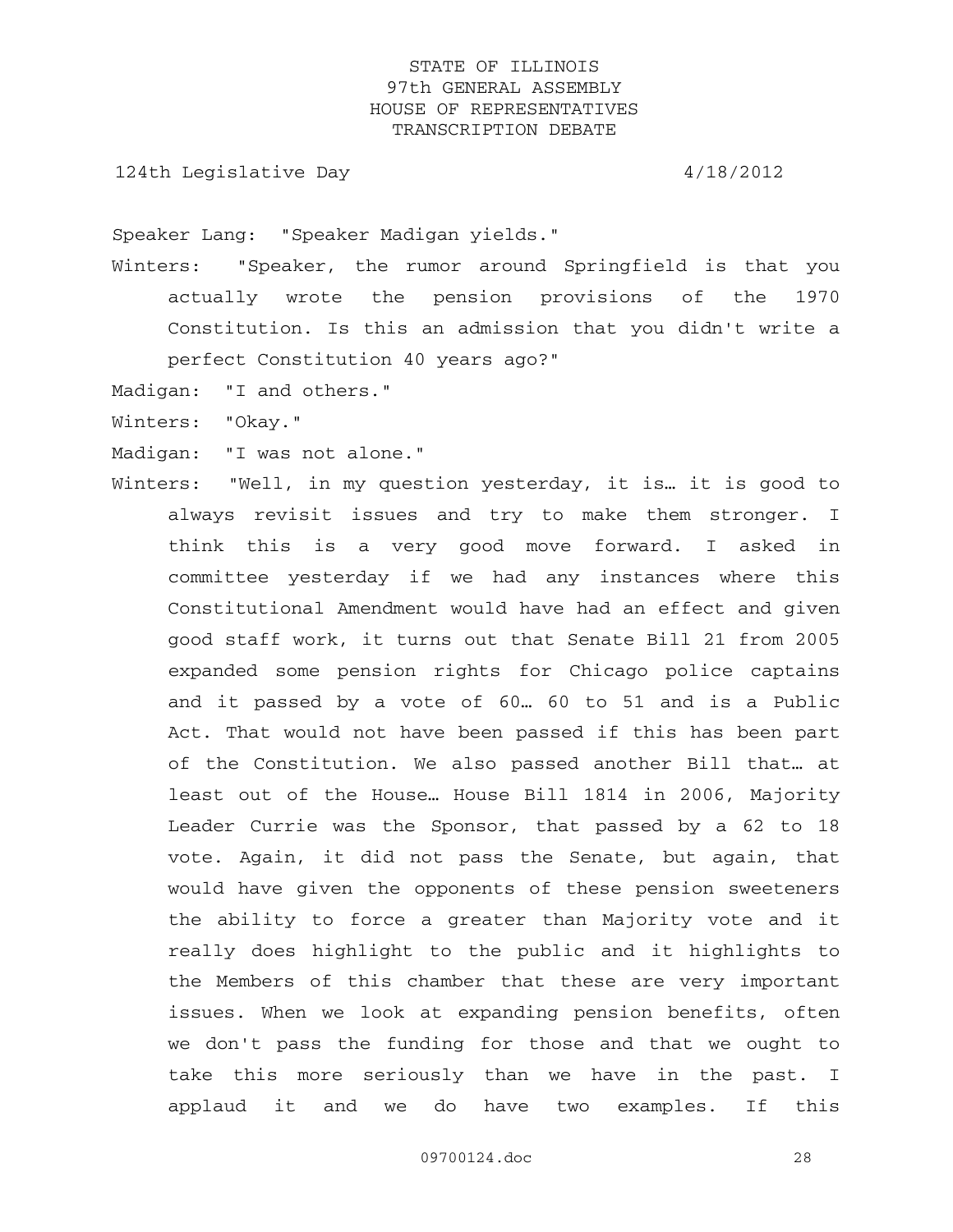Speaker Lang: "Speaker Madigan yields."

Winters: "Speaker, the rumor around Springfield is that you actually wrote the pension provisions of the 1970 Constitution. Is this an admission that you didn't write a perfect Constitution 40 years ago?"

Madigan: "I and others."

Winters: "Okay."

Madigan: "I was not alone."

Winters: "Well, in my question yesterday, it is… it is good to always revisit issues and try to make them stronger. I think this is a very good move forward. I asked in committee yesterday if we had any instances where this Constitutional Amendment would have had an effect and given good staff work, it turns out that Senate Bill 21 from 2005 expanded some pension rights for Chicago police captains and it passed by a vote of 60… 60 to 51 and is a Public Act. That would not have been passed if this has been part of the Constitution. We also passed another Bill that… at least out of the House… House Bill 1814 in 2006, Majority Leader Currie was the Sponsor, that passed by a 62 to 18 vote. Again, it did not pass the Senate, but again, that would have given the opponents of these pension sweeteners the ability to force a greater than Majority vote and it really does highlight to the public and it highlights to the Members of this chamber that these are very important issues. When we look at expanding pension benefits, often we don't pass the funding for those and that we ought to take this more seriously than we have in the past. I applaud it and we do have two examples. If this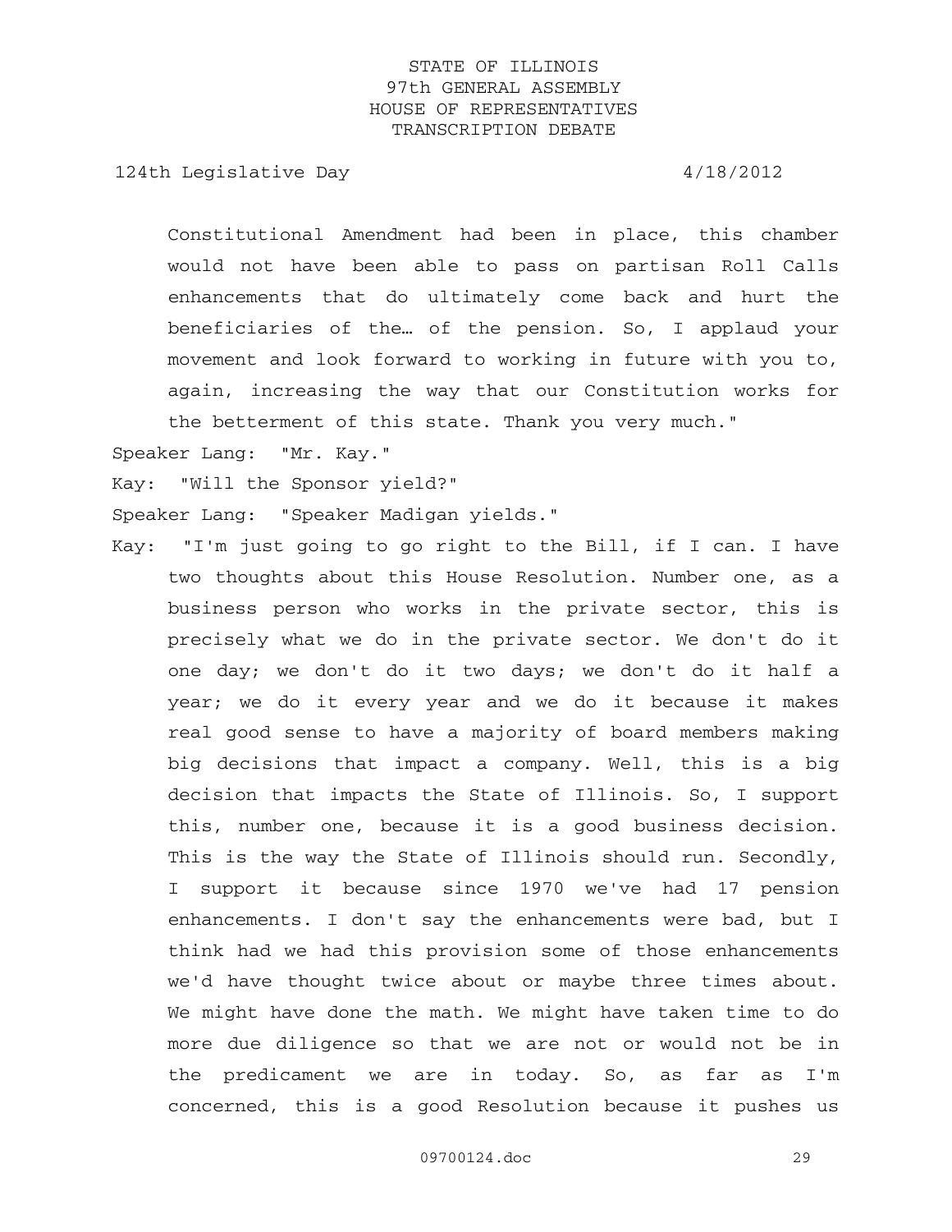Constitutional Amendment had been in place, this chamber would not have been able to pass on partisan Roll Calls enhancements that do ultimately come back and hurt the beneficiaries of the… of the pension. So, I applaud your movement and look forward to working in future with you to, again, increasing the way that our Constitution works for the betterment of this state. Thank you very much."

Speaker Lang: "Mr. Kay."

Kay: "Will the Sponsor yield?"

Speaker Lang: "Speaker Madigan yields."

Kay: "I'm just going to go right to the Bill, if I can. I have two thoughts about this House Resolution. Number one, as a business person who works in the private sector, this is precisely what we do in the private sector. We don't do it one day; we don't do it two days; we don't do it half a year; we do it every year and we do it because it makes real good sense to have a majority of board members making big decisions that impact a company. Well, this is a big decision that impacts the State of Illinois. So, I support this, number one, because it is a good business decision. This is the way the State of Illinois should run. Secondly, I support it because since 1970 we've had 17 pension enhancements. I don't say the enhancements were bad, but I think had we had this provision some of those enhancements we'd have thought twice about or maybe three times about. We might have done the math. We might have taken time to do more due diligence so that we are not or would not be in the predicament we are in today. So, as far as I'm concerned, this is a good Resolution because it pushes us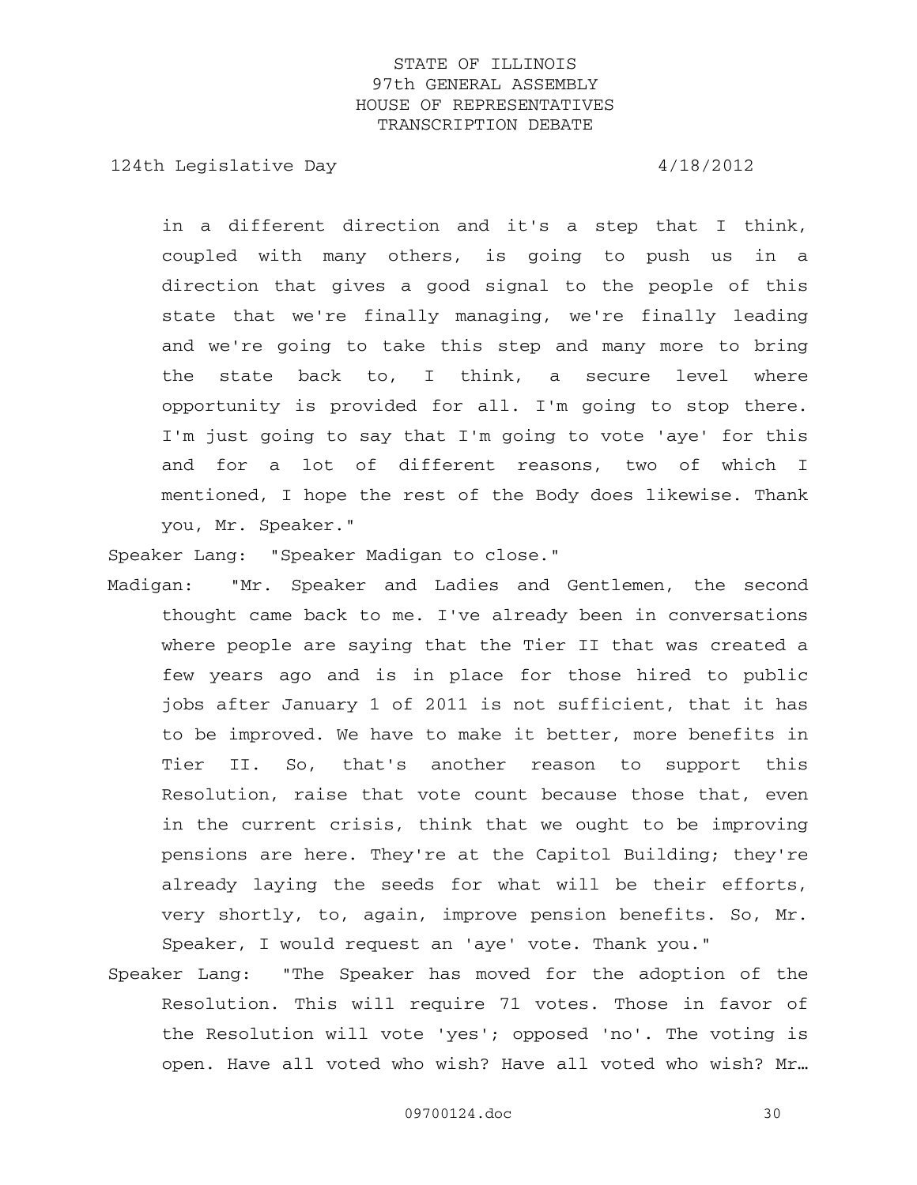in a different direction and it's a step that I think, coupled with many others, is going to push us in a direction that gives a good signal to the people of this state that we're finally managing, we're finally leading and we're going to take this step and many more to bring the state back to, I think, a secure level where opportunity is provided for all. I'm going to stop there. I'm just going to say that I'm going to vote 'aye' for this and for a lot of different reasons, two of which I mentioned, I hope the rest of the Body does likewise. Thank you, Mr. Speaker."

Speaker Lang: "Speaker Madigan to close."

Madigan: "Mr. Speaker and Ladies and Gentlemen, the second thought came back to me. I've already been in conversations where people are saying that the Tier II that was created a few years ago and is in place for those hired to public jobs after January 1 of 2011 is not sufficient, that it has to be improved. We have to make it better, more benefits in Tier II. So, that's another reason to support this Resolution, raise that vote count because those that, even in the current crisis, think that we ought to be improving pensions are here. They're at the Capitol Building; they're already laying the seeds for what will be their efforts, very shortly, to, again, improve pension benefits. So, Mr. Speaker, I would request an 'aye' vote. Thank you."

Speaker Lang: "The Speaker has moved for the adoption of the Resolution. This will require 71 votes. Those in favor of the Resolution will vote 'yes'; opposed 'no'. The voting is open. Have all voted who wish? Have all voted who wish? Mr…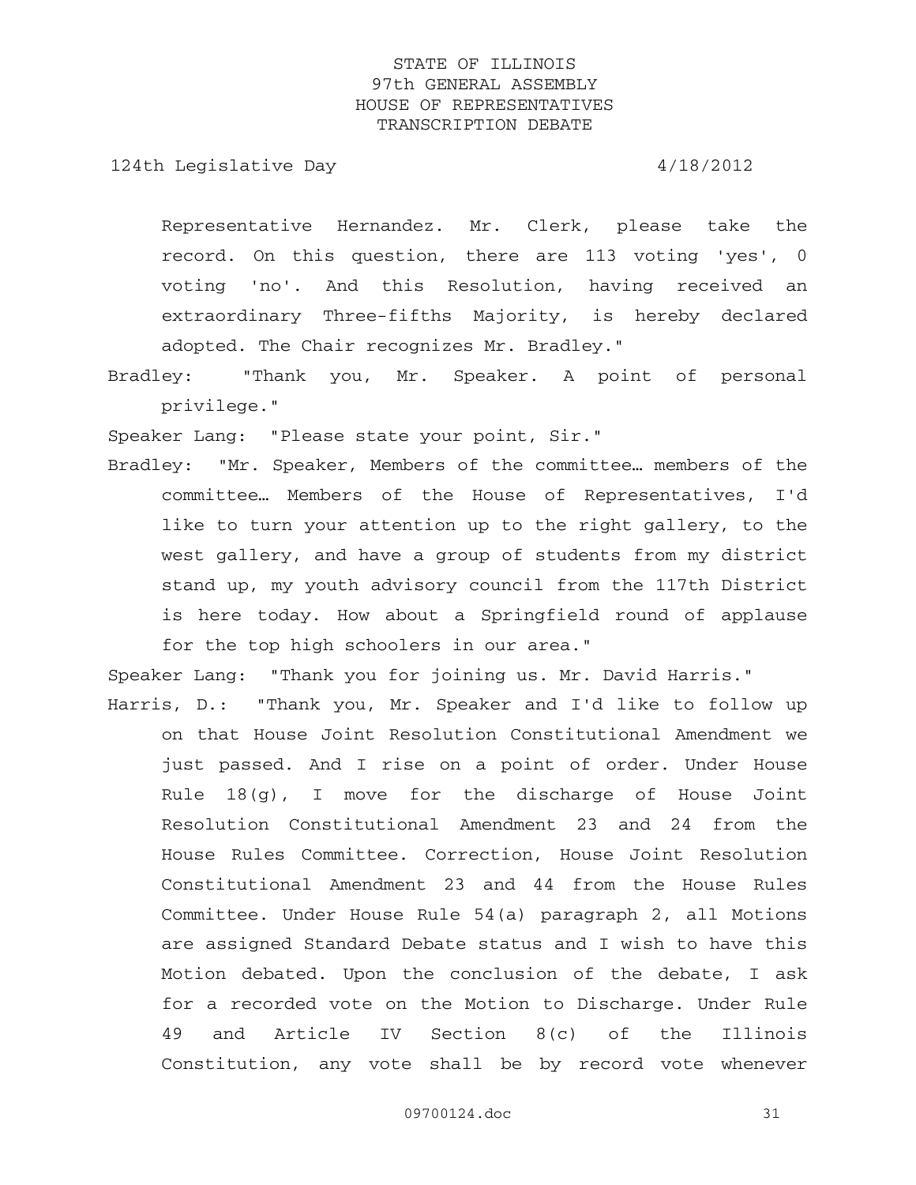Representative Hernandez. Mr. Clerk, please take the record. On this question, there are 113 voting 'yes', 0 voting 'no'. And this Resolution, having received an extraordinary Three-fifths Majority, is hereby declared adopted. The Chair recognizes Mr. Bradley."

Bradley: "Thank you, Mr. Speaker. A point of personal privilege."

Speaker Lang: "Please state your point, Sir."

Bradley: "Mr. Speaker, Members of the committee… members of the committee… Members of the House of Representatives, I'd like to turn your attention up to the right gallery, to the west gallery, and have a group of students from my district stand up, my youth advisory council from the 117th District is here today. How about a Springfield round of applause for the top high schoolers in our area."

Speaker Lang: "Thank you for joining us. Mr. David Harris."

Harris, D.: "Thank you, Mr. Speaker and I'd like to follow up on that House Joint Resolution Constitutional Amendment we just passed. And I rise on a point of order. Under House Rule 18(g), I move for the discharge of House Joint Resolution Constitutional Amendment 23 and 24 from the House Rules Committee. Correction, House Joint Resolution Constitutional Amendment 23 and 44 from the House Rules Committee. Under House Rule 54(a) paragraph 2, all Motions are assigned Standard Debate status and I wish to have this Motion debated. Upon the conclusion of the debate, I ask for a recorded vote on the Motion to Discharge. Under Rule 49 and Article IV Section 8(c) of the Illinois Constitution, any vote shall be by record vote whenever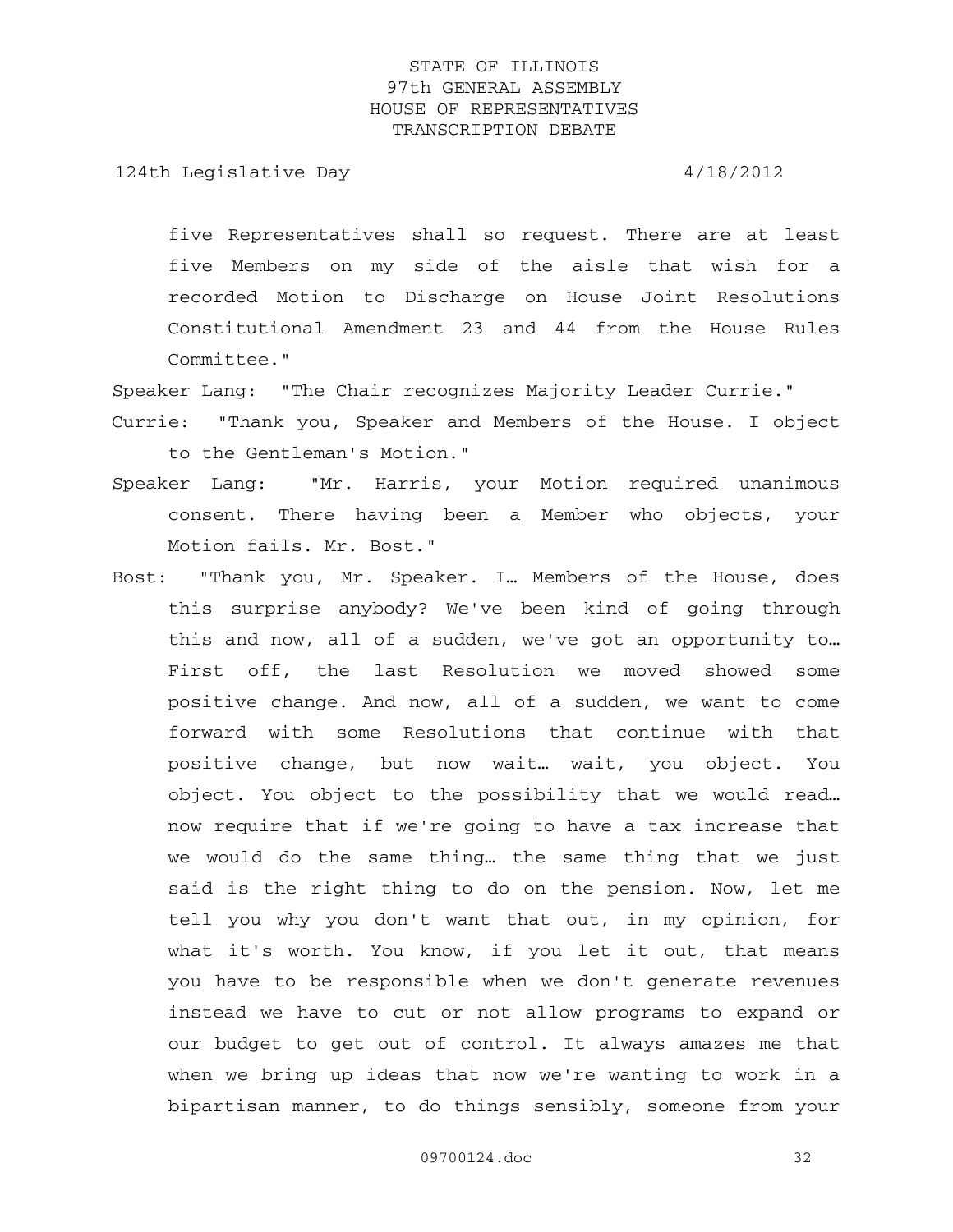five Representatives shall so request. There are at least five Members on my side of the aisle that wish for a recorded Motion to Discharge on House Joint Resolutions Constitutional Amendment 23 and 44 from the House Rules Committee."

Speaker Lang: "The Chair recognizes Majority Leader Currie."

Currie: "Thank you, Speaker and Members of the House. I object to the Gentleman's Motion."

Speaker Lang: "Mr. Harris, your Motion required unanimous consent. There having been a Member who objects, your Motion fails. Mr. Bost."

Bost: "Thank you, Mr. Speaker. I… Members of the House, does this surprise anybody? We've been kind of going through this and now, all of a sudden, we've got an opportunity to… First off, the last Resolution we moved showed some positive change. And now, all of a sudden, we want to come forward with some Resolutions that continue with that positive change, but now wait… wait, you object. You object. You object to the possibility that we would read… now require that if we're going to have a tax increase that we would do the same thing… the same thing that we just said is the right thing to do on the pension. Now, let me tell you why you don't want that out, in my opinion, for what it's worth. You know, if you let it out, that means you have to be responsible when we don't generate revenues instead we have to cut or not allow programs to expand or our budget to get out of control. It always amazes me that when we bring up ideas that now we're wanting to work in a bipartisan manner, to do things sensibly, someone from your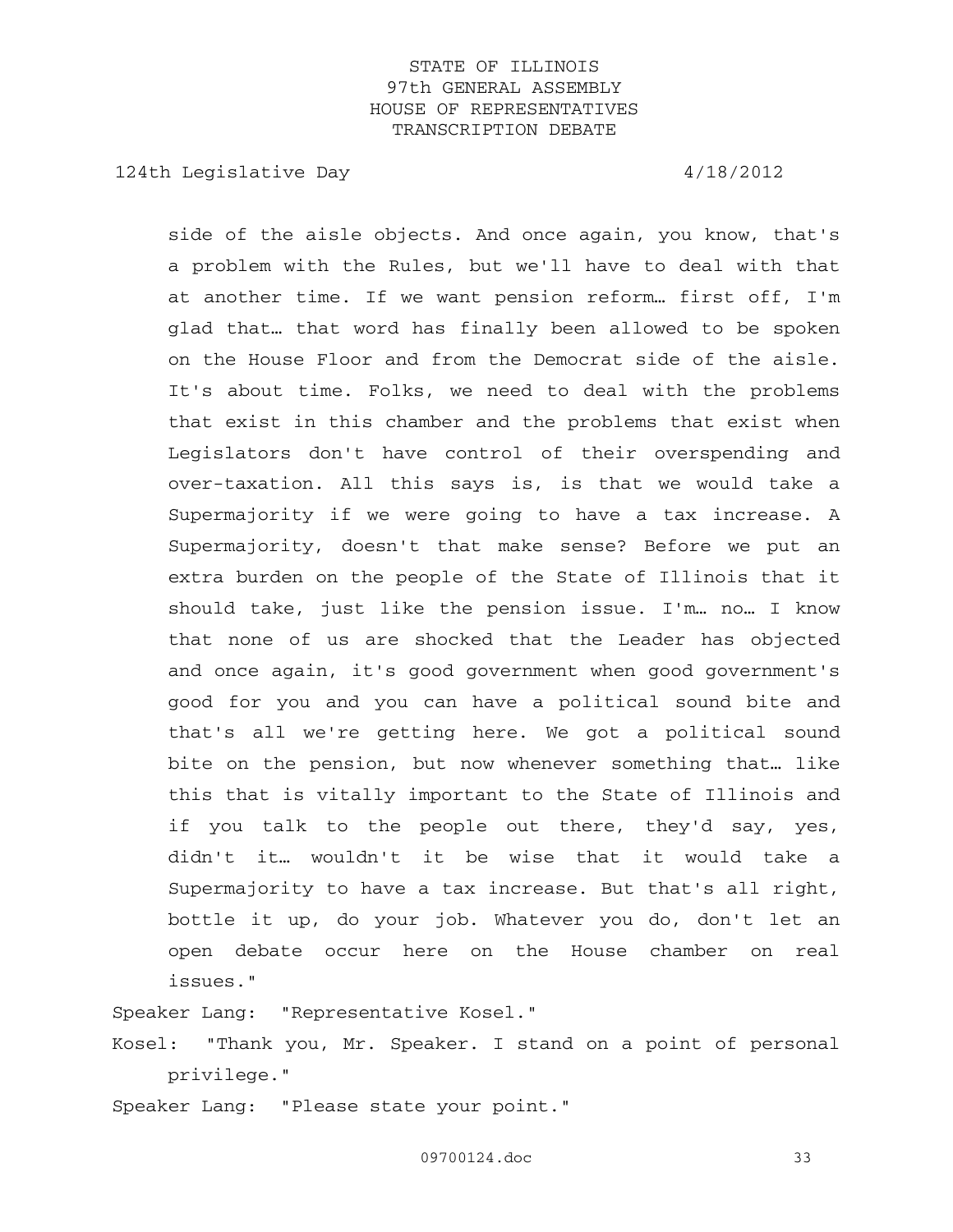side of the aisle objects. And once again, you know, that's a problem with the Rules, but we'll have to deal with that at another time. If we want pension reform… first off, I'm glad that… that word has finally been allowed to be spoken on the House Floor and from the Democrat side of the aisle. It's about time. Folks, we need to deal with the problems that exist in this chamber and the problems that exist when Legislators don't have control of their overspending and over-taxation. All this says is, is that we would take a Supermajority if we were going to have a tax increase. A Supermajority, doesn't that make sense? Before we put an extra burden on the people of the State of Illinois that it should take, just like the pension issue. I'm… no… I know that none of us are shocked that the Leader has objected and once again, it's good government when good government's good for you and you can have a political sound bite and that's all we're getting here. We got a political sound bite on the pension, but now whenever something that… like this that is vitally important to the State of Illinois and if you talk to the people out there, they'd say, yes, didn't it… wouldn't it be wise that it would take a Supermajority to have a tax increase. But that's all right, bottle it up, do your job. Whatever you do, don't let an open debate occur here on the House chamber on real issues."

Speaker Lang: "Representative Kosel."

Kosel: "Thank you, Mr. Speaker. I stand on a point of personal privilege."

Speaker Lang: "Please state your point."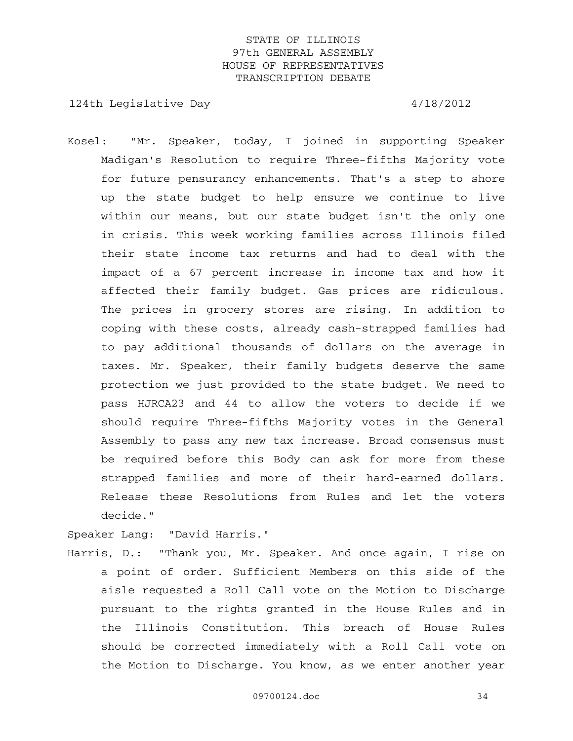Kosel: "Mr. Speaker, today, I joined in supporting Speaker Madigan's Resolution to require Three-fifths Majority vote for future pensurancy enhancements. That's a step to shore up the state budget to help ensure we continue to live within our means, but our state budget isn't the only one in crisis. This week working families across Illinois filed their state income tax returns and had to deal with the impact of a 67 percent increase in income tax and how it affected their family budget. Gas prices are ridiculous. The prices in grocery stores are rising. In addition to coping with these costs, already cash-strapped families had to pay additional thousands of dollars on the average in taxes. Mr. Speaker, their family budgets deserve the same protection we just provided to the state budget. We need to pass HJRCA23 and 44 to allow the voters to decide if we should require Three-fifths Majority votes in the General Assembly to pass any new tax increase. Broad consensus must be required before this Body can ask for more from these strapped families and more of their hard-earned dollars. Release these Resolutions from Rules and let the voters decide."

Speaker Lang: "David Harris."

Harris, D.: "Thank you, Mr. Speaker. And once again, I rise on a point of order. Sufficient Members on this side of the aisle requested a Roll Call vote on the Motion to Discharge pursuant to the rights granted in the House Rules and in the Illinois Constitution. This breach of House Rules should be corrected immediately with a Roll Call vote on the Motion to Discharge. You know, as we enter another year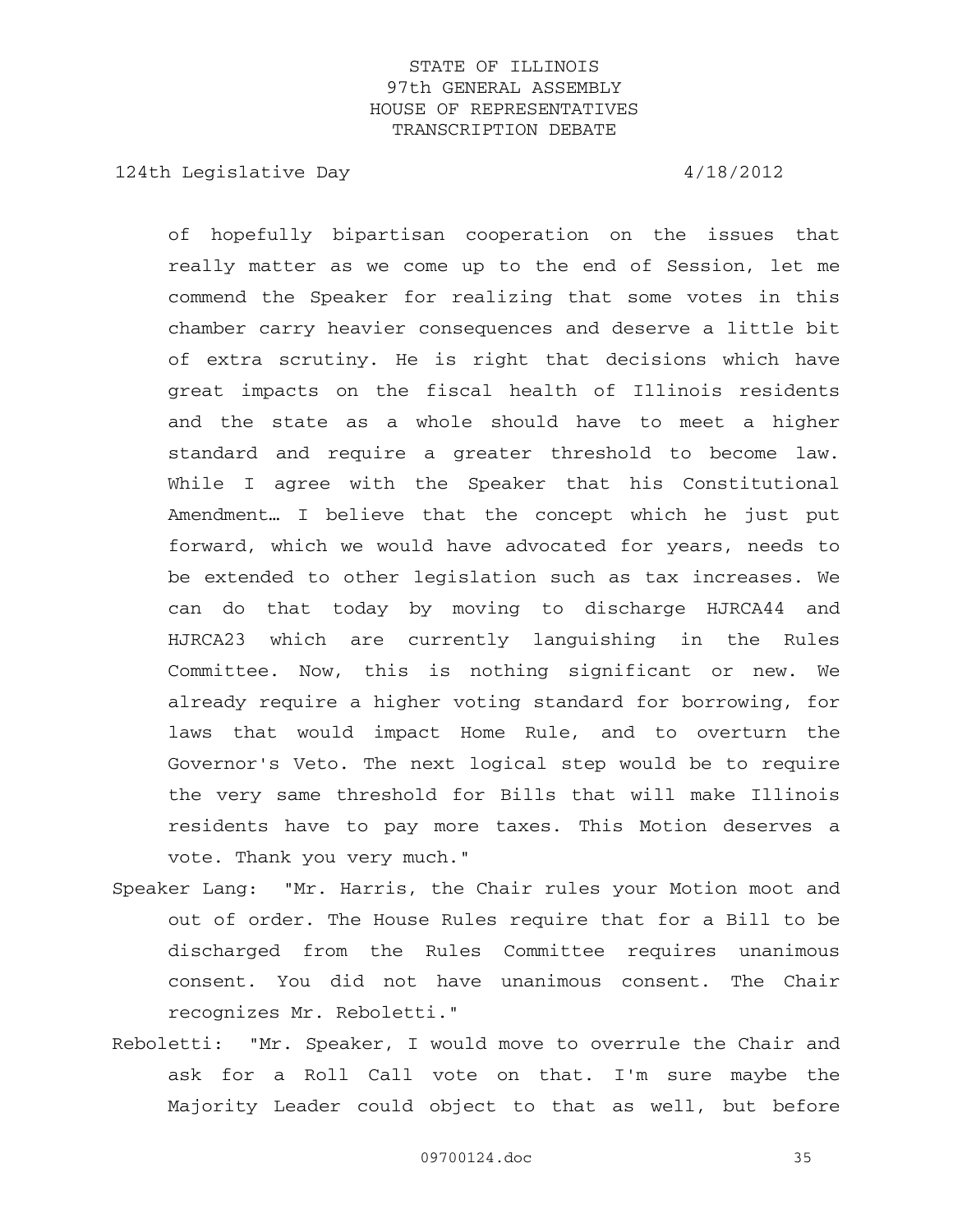of hopefully bipartisan cooperation on the issues that really matter as we come up to the end of Session, let me commend the Speaker for realizing that some votes in this chamber carry heavier consequences and deserve a little bit of extra scrutiny. He is right that decisions which have great impacts on the fiscal health of Illinois residents and the state as a whole should have to meet a higher standard and require a greater threshold to become law. While I agree with the Speaker that his Constitutional Amendment… I believe that the concept which he just put forward, which we would have advocated for years, needs to be extended to other legislation such as tax increases. We can do that today by moving to discharge HJRCA44 and HJRCA23 which are currently languishing in the Rules Committee. Now, this is nothing significant or new. We already require a higher voting standard for borrowing, for laws that would impact Home Rule, and to overturn the Governor's Veto. The next logical step would be to require the very same threshold for Bills that will make Illinois residents have to pay more taxes. This Motion deserves a vote. Thank you very much."

Speaker Lang: "Mr. Harris, the Chair rules your Motion moot and out of order. The House Rules require that for a Bill to be discharged from the Rules Committee requires unanimous consent. You did not have unanimous consent. The Chair recognizes Mr. Reboletti."

Reboletti: "Mr. Speaker, I would move to overrule the Chair and ask for a Roll Call vote on that. I'm sure maybe the Majority Leader could object to that as well, but before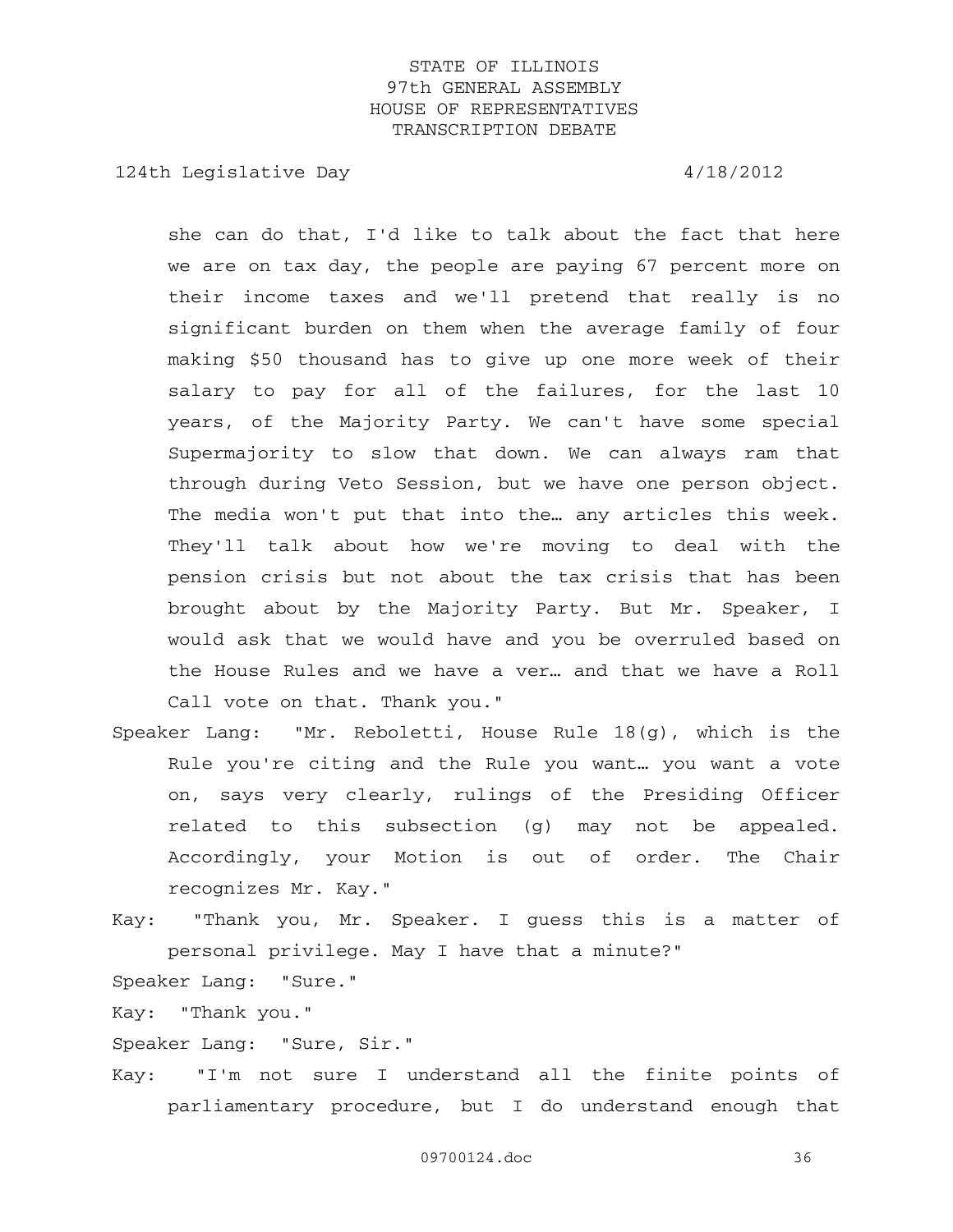she can do that, I'd like to talk about the fact that here we are on tax day, the people are paying 67 percent more on their income taxes and we'll pretend that really is no significant burden on them when the average family of four making $50 thousand has to give up one more week of their salary to pay for all of the failures, for the last 10 years, of the Majority Party. We can't have some special Supermajority to slow that down. We can always ram that through during Veto Session, but we have one person object. The media won't put that into the… any articles this week. They'll talk about how we're moving to deal with the pension crisis but not about the tax crisis that has been brought about by the Majority Party. But Mr. Speaker, I would ask that we would have and you be overruled based on the House Rules and we have a ver… and that we have a Roll Call vote on that. Thank you."

Speaker Lang: "Mr. Reboletti, House Rule 18(g), which is the Rule you're citing and the Rule you want… you want a vote on, says very clearly, rulings of the Presiding Officer related to this subsection (g) may not be appealed. Accordingly, your Motion is out of order. The Chair recognizes Mr. Kay."

Kay: "Thank you, Mr. Speaker. I guess this is a matter of personal privilege. May I have that a minute?"

Speaker Lang: "Sure."

Kay: "Thank you."

Speaker Lang: "Sure, Sir."

Kay: "I'm not sure I understand all the finite points of parliamentary procedure, but I do understand enough that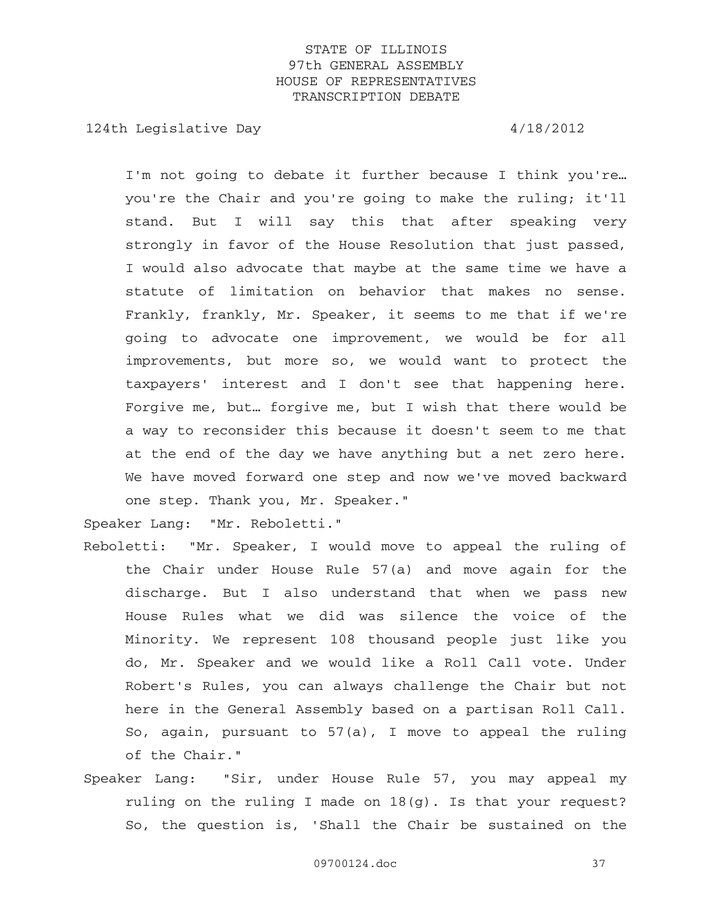I'm not going to debate it further because I think you're… you're the Chair and you're going to make the ruling; it'll stand. But I will say this that after speaking very strongly in favor of the House Resolution that just passed, I would also advocate that maybe at the same time we have a statute of limitation on behavior that makes no sense. Frankly, frankly, Mr. Speaker, it seems to me that if we're going to advocate one improvement, we would be for all improvements, but more so, we would want to protect the taxpayers' interest and I don't see that happening here. Forgive me, but… forgive me, but I wish that there would be a way to reconsider this because it doesn't seem to me that at the end of the day we have anything but a net zero here. We have moved forward one step and now we've moved backward one step. Thank you, Mr. Speaker."

Speaker Lang: "Mr. Reboletti."

Reboletti: "Mr. Speaker, I would move to appeal the ruling of the Chair under House Rule 57(a) and move again for the discharge. But I also understand that when we pass new House Rules what we did was silence the voice of the Minority. We represent 108 thousand people just like you do, Mr. Speaker and we would like a Roll Call vote. Under Robert's Rules, you can always challenge the Chair but not here in the General Assembly based on a partisan Roll Call. So, again, pursuant to 57(a), I move to appeal the ruling of the Chair."

Speaker Lang: "Sir, under House Rule 57, you may appeal my ruling on the ruling I made on 18(g). Is that your request? So, the question is, 'Shall the Chair be sustained on the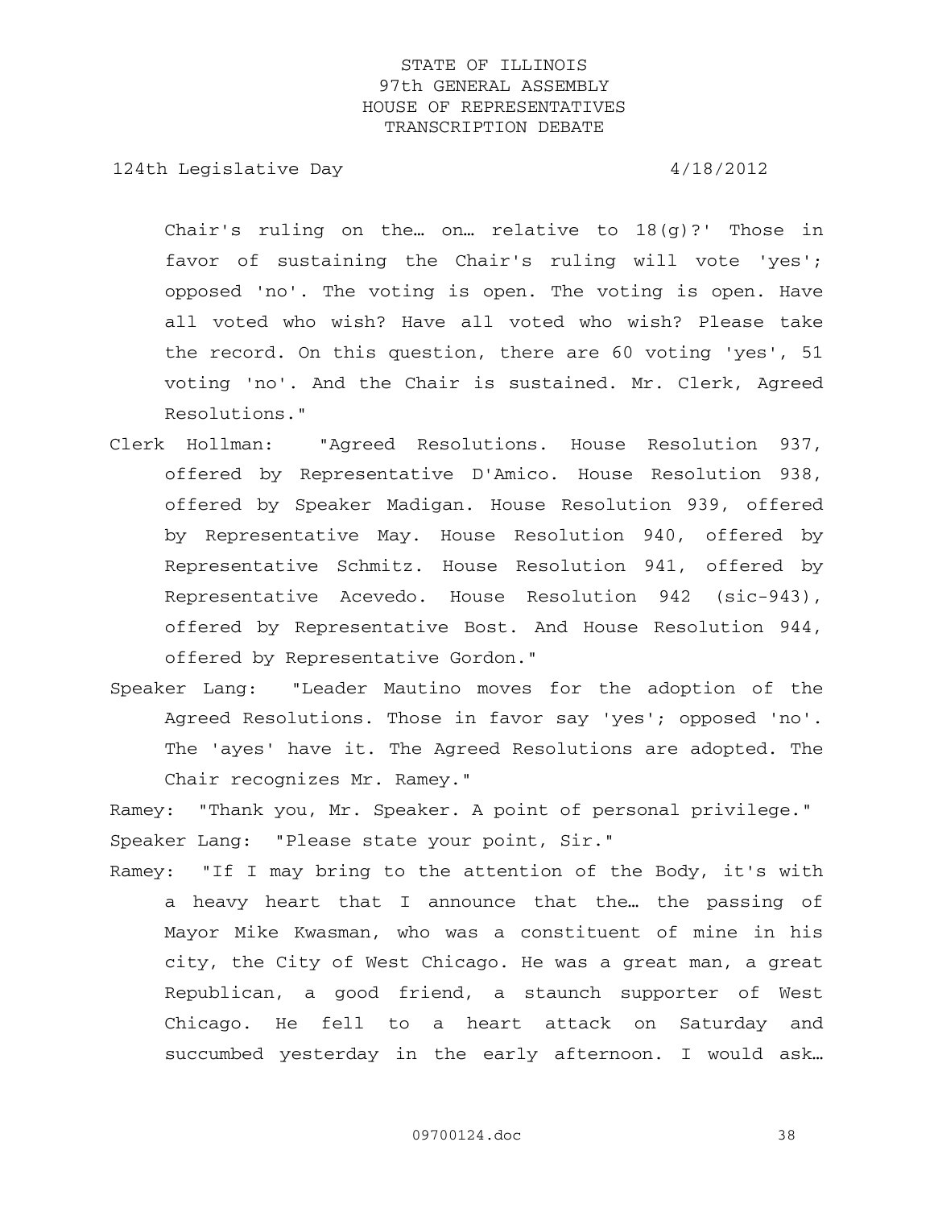Chair's ruling on the… on… relative to 18(g)?' Those in favor of sustaining the Chair's ruling will vote 'yes'; opposed 'no'. The voting is open. The voting is open. Have all voted who wish? Have all voted who wish? Please take the record. On this question, there are 60 voting 'yes', 51 voting 'no'. And the Chair is sustained. Mr. Clerk, Agreed Resolutions."

Clerk Hollman: "Agreed Resolutions. House Resolution 937, offered by Representative D'Amico. House Resolution 938, offered by Speaker Madigan. House Resolution 939, offered by Representative May. House Resolution 940, offered by Representative Schmitz. House Resolution 941, offered by Representative Acevedo. House Resolution 942 (sic-943), offered by Representative Bost. And House Resolution 944, offered by Representative Gordon."

Speaker Lang: "Leader Mautino moves for the adoption of the Agreed Resolutions. Those in favor say 'yes'; opposed 'no'. The 'ayes' have it. The Agreed Resolutions are adopted. The Chair recognizes Mr. Ramey."

Ramey: "Thank you, Mr. Speaker. A point of personal privilege."

Speaker Lang: "Please state your point, Sir."

Ramey: "If I may bring to the attention of the Body, it's with a heavy heart that I announce that the… the passing of Mayor Mike Kwasman, who was a constituent of mine in his city, the City of West Chicago. He was a great man, a great Republican, a good friend, a staunch supporter of West Chicago. He fell to a heart attack on Saturday and succumbed yesterday in the early afternoon. I would ask…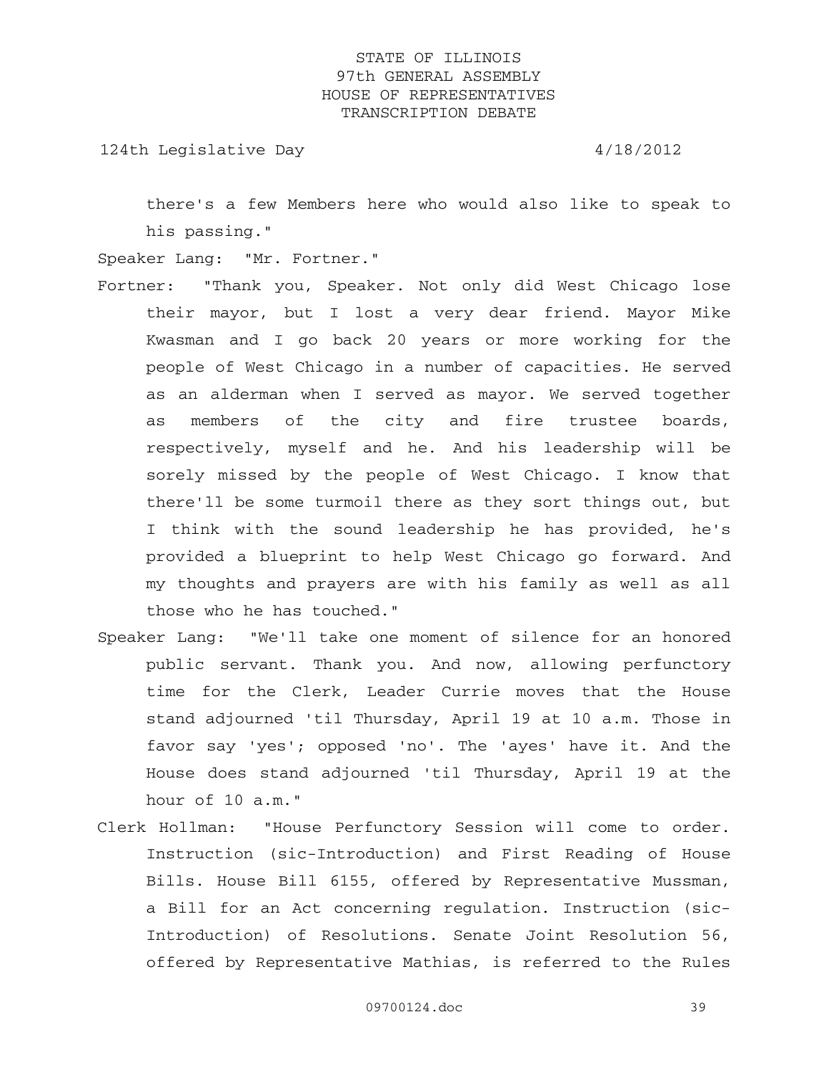there's a few Members here who would also like to speak to his passing."

Speaker Lang: "Mr. Fortner."

Fortner: "Thank you, Speaker. Not only did West Chicago lose their mayor, but I lost a very dear friend. Mayor Mike Kwasman and I go back 20 years or more working for the people of West Chicago in a number of capacities. He served as an alderman when I served as mayor. We served together as members of the city and fire trustee boards, respectively, myself and he. And his leadership will be sorely missed by the people of West Chicago. I know that there'll be some turmoil there as they sort things out, but I think with the sound leadership he has provided, he's provided a blueprint to help West Chicago go forward. And my thoughts and prayers are with his family as well as all those who he has touched."

Speaker Lang: "We'll take one moment of silence for an honored public servant. Thank you. And now, allowing perfunctory time for the Clerk, Leader Currie moves that the House stand adjourned 'til Thursday, April 19 at 10 a.m. Those in favor say 'yes'; opposed 'no'. The 'ayes' have it. And the House does stand adjourned 'til Thursday, April 19 at the hour of 10 a.m."

Clerk Hollman: "House Perfunctory Session will come to order. Instruction (sic-Introduction) and First Reading of House Bills. House Bill 6155, offered by Representative Mussman, a Bill for an Act concerning regulation. Instruction (sic-Introduction) of Resolutions. Senate Joint Resolution 56, offered by Representative Mathias, is referred to the Rules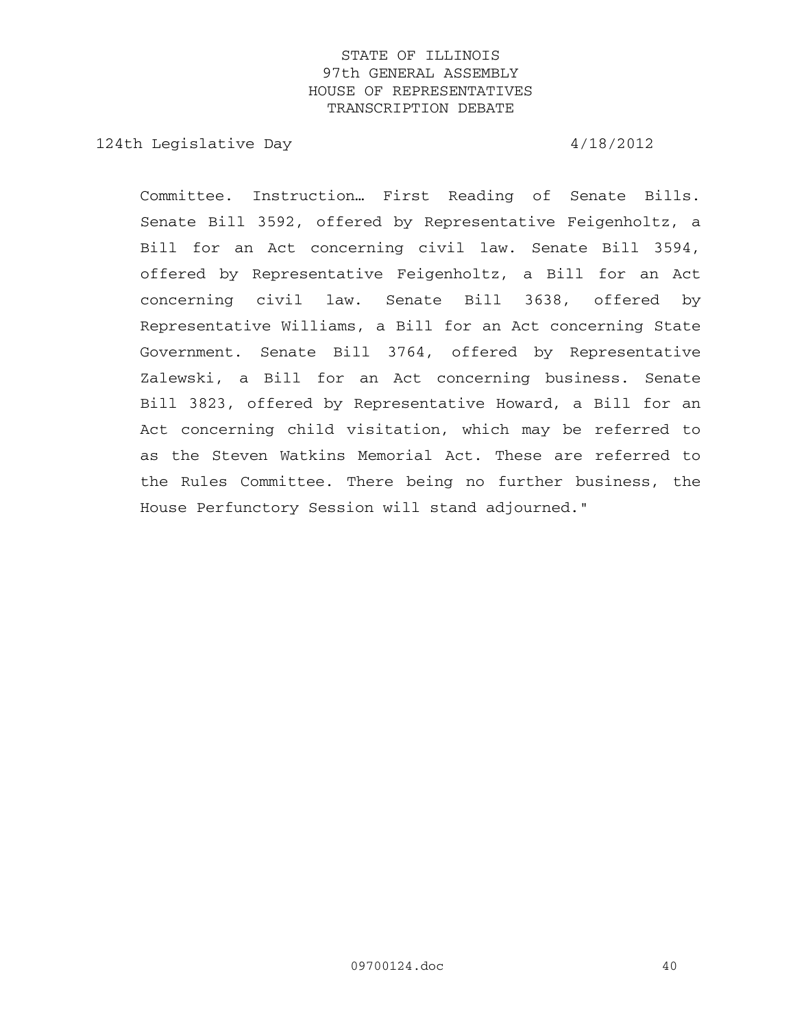Committee. Instruction… First Reading of Senate Bills. Senate Bill 3592, offered by Representative Feigenholtz, a Bill for an Act concerning civil law. Senate Bill 3594, offered by Representative Feigenholtz, a Bill for an Act concerning civil law. Senate Bill 3638, offered by Representative Williams, a Bill for an Act concerning State Government. Senate Bill 3764, offered by Representative Zalewski, a Bill for an Act concerning business. Senate Bill 3823, offered by Representative Howard, a Bill for an Act concerning child visitation, which may be referred to as the Steven Watkins Memorial Act. These are referred to the Rules Committee. There being no further business, the House Perfunctory Session will stand adjourned."